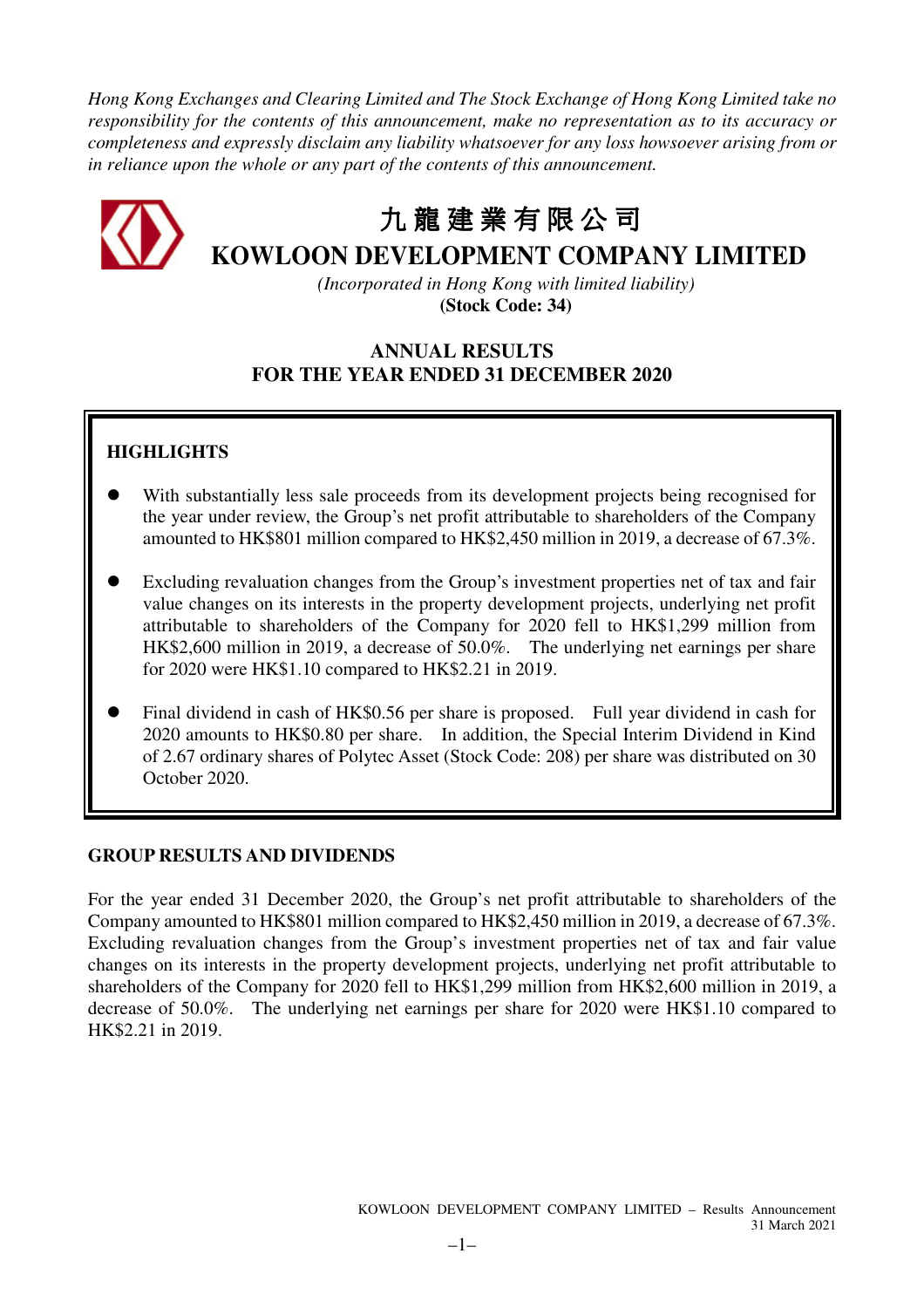*Hong Kong Exchanges and Clearing Limited and The Stock Exchange of Hong Kong Limited take no responsibility for the contents of this announcement, make no representation as to its accuracy or completeness and expressly disclaim any liability whatsoever for any loss howsoever arising from or in reliance upon the whole or any part of the contents of this announcement.*

# 九龍建業有限公司
# KOWLOON DEVELOPMENT COMPANY LIMITED

*(Incorporated in Hong Kong with limited liability)*
**(Stock Code: 34)**

## ANNUAL RESULTS
## FOR THE YEAR ENDED 31 DECEMBER 2020

### HIGHLIGHTS

- With substantially less sale proceeds from its development projects being recognised for the year under review, the Group's net profit attributable to shareholders of the Company amounted to HK$801 million compared to HK$2,450 million in 2019, a decrease of 67.3%.

- Excluding revaluation changes from the Group's investment properties net of tax and fair value changes on its interests in the property development projects, underlying net profit attributable to shareholders of the Company for 2020 fell to HK$1,299 million from HK$2,600 million in 2019, a decrease of 50.0%. The underlying net earnings per share for 2020 were HK$1.10 compared to HK$2.21 in 2019.

- Final dividend in cash of HK$0.56 per share is proposed. Full year dividend in cash for 2020 amounts to HK$0.80 per share. In addition, the Special Interim Dividend in Kind of 2.67 ordinary shares of Polytec Asset (Stock Code: 208) per share was distributed on 30 October 2020.

### GROUP RESULTS AND DIVIDENDS

For the year ended 31 December 2020, the Group's net profit attributable to shareholders of the Company amounted to HK$801 million compared to HK$2,450 million in 2019, a decrease of 67.3%. Excluding revaluation changes from the Group's investment properties net of tax and fair value changes on its interests in the property development projects, underlying net profit attributable to shareholders of the Company for 2020 fell to HK$1,299 million from HK$2,600 million in 2019, a decrease of 50.0%. The underlying net earnings per share for 2020 were HK$1.10 compared to HK$2.21 in 2019.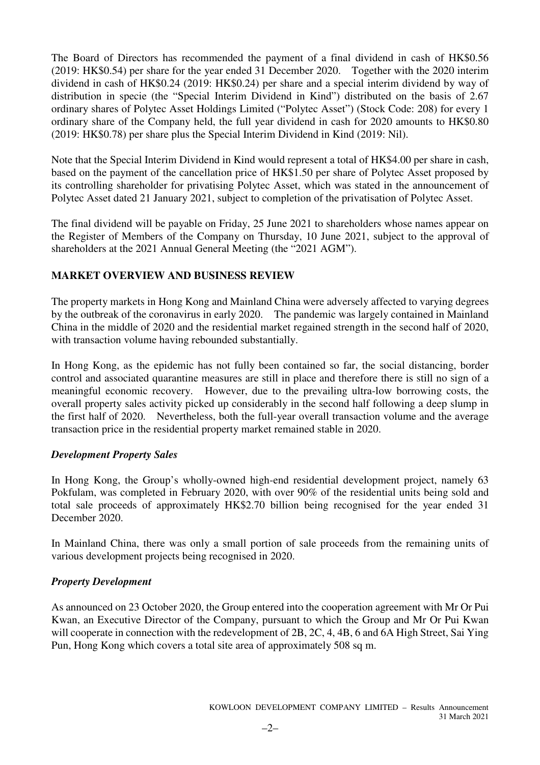The Board of Directors has recommended the payment of a final dividend in cash of HK$0.56 (2019: HK$0.54) per share for the year ended 31 December 2020. Together with the 2020 interim dividend in cash of HK$0.24 (2019: HK$0.24) per share and a special interim dividend by way of distribution in specie (the "Special Interim Dividend in Kind") distributed on the basis of 2.67 ordinary shares of Polytec Asset Holdings Limited ("Polytec Asset") (Stock Code: 208) for every 1 ordinary share of the Company held, the full year dividend in cash for 2020 amounts to HK$0.80 (2019: HK$0.78) per share plus the Special Interim Dividend in Kind (2019: Nil).

Note that the Special Interim Dividend in Kind would represent a total of HK$4.00 per share in cash, based on the payment of the cancellation price of HK$1.50 per share of Polytec Asset proposed by its controlling shareholder for privatising Polytec Asset, which was stated in the announcement of Polytec Asset dated 21 January 2021, subject to completion of the privatisation of Polytec Asset.

The final dividend will be payable on Friday, 25 June 2021 to shareholders whose names appear on the Register of Members of the Company on Thursday, 10 June 2021, subject to the approval of shareholders at the 2021 Annual General Meeting (the "2021 AGM").

## MARKET OVERVIEW AND BUSINESS REVIEW

The property markets in Hong Kong and Mainland China were adversely affected to varying degrees by the outbreak of the coronavirus in early 2020. The pandemic was largely contained in Mainland China in the middle of 2020 and the residential market regained strength in the second half of 2020, with transaction volume having rebounded substantially.

In Hong Kong, as the epidemic has not fully been contained so far, the social distancing, border control and associated quarantine measures are still in place and therefore there is still no sign of a meaningful economic recovery. However, due to the prevailing ultra-low borrowing costs, the overall property sales activity picked up considerably in the second half following a deep slump in the first half of 2020. Nevertheless, both the full-year overall transaction volume and the average transaction price in the residential property market remained stable in 2020.

### *Development Property Sales*

In Hong Kong, the Group's wholly-owned high-end residential development project, namely 63 Pokfulam, was completed in February 2020, with over 90% of the residential units being sold and total sale proceeds of approximately HK$2.70 billion being recognised for the year ended 31 December 2020.

In Mainland China, there was only a small portion of sale proceeds from the remaining units of various development projects being recognised in 2020.

### *Property Development*

As announced on 23 October 2020, the Group entered into the cooperation agreement with Mr Or Pui Kwan, an Executive Director of the Company, pursuant to which the Group and Mr Or Pui Kwan will cooperate in connection with the redevelopment of 2B, 2C, 4, 4B, 6 and 6A High Street, Sai Ying Pun, Hong Kong which covers a total site area of approximately 508 sq m.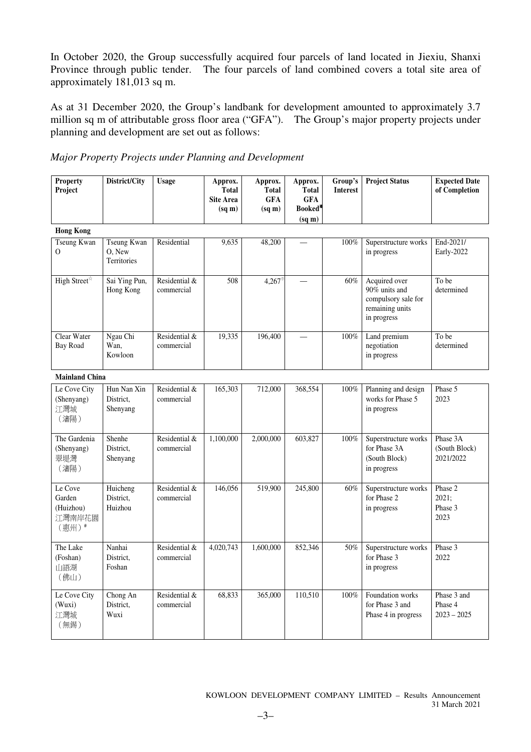In October 2020, the Group successfully acquired four parcels of land located in Jiexiu, Shanxi Province through public tender. The four parcels of land combined covers a total site area of approximately 181,013 sq m.

As at 31 December 2020, the Group's landbank for development amounted to approximately 3.7 million sq m of attributable gross floor area ("GFA"). The Group's major property projects under planning and development are set out as follows:

*Major Property Projects under Planning and Development*

| Property Project | District/City | Usage | Approx. Total Site Area (sq m) | Approx. Total GFA (sq m) | Approx. Total GFA Booked■ (sq m) | Group's Interest | Project Status | Expected Date of Completion |
|---|---|---|---|---|---|---|---|---|
| **Hong Kong** | | | | | | | | |
| Tseung Kwan O | Tseung Kwan O, New Territories | Residential | 9,635 | 48,200 | — | 100% | Superstructure works in progress | End-2021/ Early-2022 |
| High Street☆ | Sai Ying Pun, Hong Kong | Residential & commercial | 508 | 4,267⊕ | — | 60% | Acquired over 90% units and compulsory sale for remaining units in progress | To be determined |
| Clear Water Bay Road | Ngau Chi Wan, Kowloon | Residential & commercial | 19,335 | 196,400 | — | 100% | Land premium negotiation in progress | To be determined |
| **Mainland China** | | | | | | | | |
| Le Cove City (Shenyang) 江灣城（瀋陽） | Hun Nan Xin District, Shenyang | Residential & commercial | 165,303 | 712,000 | 368,554 | 100% | Planning and design works for Phase 5 in progress | Phase 5 2023 |
| The Gardenia (Shenyang) 翠堤灣（瀋陽） | Shenhe District, Shenyang | Residential & commercial | 1,100,000 | 2,000,000 | 603,827 | 100% | Superstructure works for Phase 3A (South Block) in progress | Phase 3A (South Block) 2021/2022 |
| Le Cove Garden (Huizhou) 江灣南岸花園（惠州）# | Huicheng District, Huizhou | Residential & commercial | 146,056 | 519,900 | 245,800 | 60% | Superstructure works for Phase 2 in progress | Phase 2 2021; Phase 3 2023 |
| The Lake (Foshan) 山語湖（佛山） | Nanhai District, Foshan | Residential & commercial | 4,020,743 | 1,600,000 | 852,346 | 50% | Superstructure works for Phase 3 in progress | Phase 3 2022 |
| Le Cove City (Wuxi) 江灣城（無錫） | Chong An District, Wuxi | Residential & commercial | 68,833 | 365,000 | 110,510 | 100% | Foundation works for Phase 3 and Phase 4 in progress | Phase 3 and Phase 4 2023 – 2025 |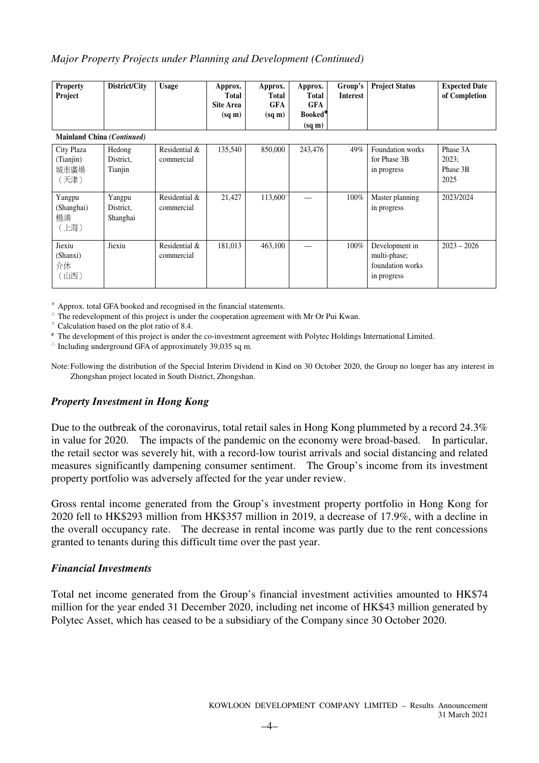*Major Property Projects under Planning and Development (Continued)*

| Property Project | District/City | Usage | Approx. Total Site Area (sq m) | Approx. Total GFA (sq m) | Approx. Total GFA Booked※ (sq m) | Group's Interest | Project Status | Expected Date of Completion |
|---|---|---|---|---|---|---|---|---|
| **Mainland China** *(Continued)* | | | | | | | | |
| City Plaza (Tianjin) 城市廣場（天津） | Hedong District, Tianjin | Residential & commercial | 135,540 | 850,000 | 243,476 | 49% | Foundation works for Phase 3B in progress | Phase 3A 2023; Phase 3B 2025 |
| Yangpu (Shanghai) 楊浦（上海） | Yangpu District, Shanghai | Residential & commercial | 21,427 | 113,600△ | — | 100% | Master planning in progress | 2023/2024 |
| Jiexiu (Shanxi) 介休（山西） | Jiexiu | Residential & commercial | 181,013 | 463,100 | — | 100% | Development in multi-phase; foundation works in progress | 2023 – 2026 |

※ Approx. total GFA booked and recognised in the financial statements.

☆ The redevelopment of this project is under the cooperation agreement with Mr Or Pui Kwan.

⊕ Calculation based on the plot ratio of 8.4.

# The development of this project is under the co-investment agreement with Polytec Holdings International Limited.

△ Including underground GFA of approximately 39,035 sq m.

Note: Following the distribution of the Special Interim Dividend in Kind on 30 October 2020, the Group no longer has any interest in Zhongshan project located in South District, Zhongshan.

### *Property Investment in Hong Kong*

Due to the outbreak of the coronavirus, total retail sales in Hong Kong plummeted by a record 24.3% in value for 2020. The impacts of the pandemic on the economy were broad-based. In particular, the retail sector was severely hit, with a record-low tourist arrivals and social distancing and related measures significantly dampening consumer sentiment. The Group's income from its investment property portfolio was adversely affected for the year under review.

Gross rental income generated from the Group's investment property portfolio in Hong Kong for 2020 fell to HK$293 million from HK$357 million in 2019, a decrease of 17.9%, with a decline in the overall occupancy rate. The decrease in rental income was partly due to the rent concessions granted to tenants during this difficult time over the past year.

### *Financial Investments*

Total net income generated from the Group's financial investment activities amounted to HK$74 million for the year ended 31 December 2020, including net income of HK$43 million generated by Polytec Asset, which has ceased to be a subsidiary of the Company since 30 October 2020.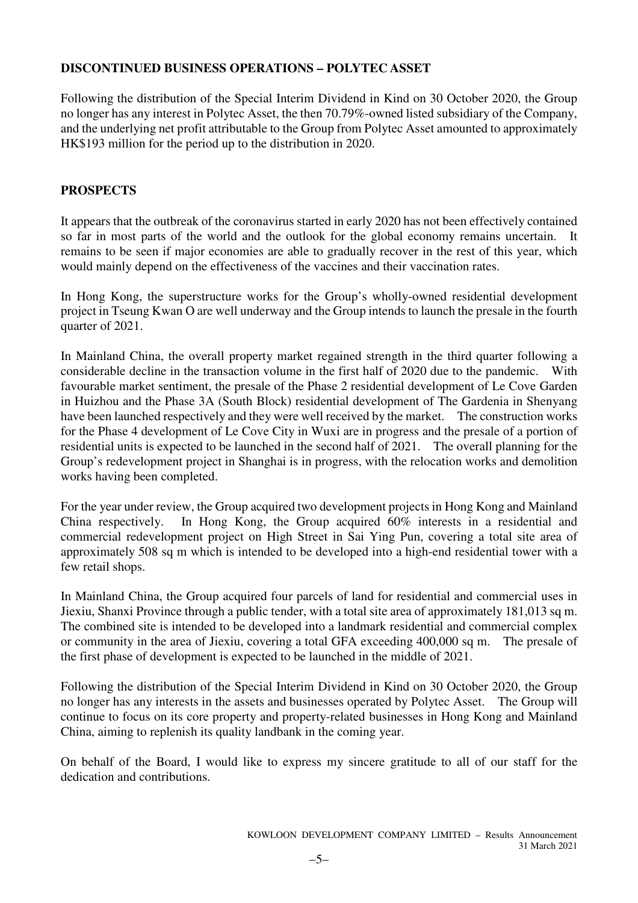**DISCONTINUED BUSINESS OPERATIONS – POLYTEC ASSET**

Following the distribution of the Special Interim Dividend in Kind on 30 October 2020, the Group no longer has any interest in Polytec Asset, the then 70.79%-owned listed subsidiary of the Company, and the underlying net profit attributable to the Group from Polytec Asset amounted to approximately HK$193 million for the period up to the distribution in 2020.

**PROSPECTS**

It appears that the outbreak of the coronavirus started in early 2020 has not been effectively contained so far in most parts of the world and the outlook for the global economy remains uncertain. It remains to be seen if major economies are able to gradually recover in the rest of this year, which would mainly depend on the effectiveness of the vaccines and their vaccination rates.

In Hong Kong, the superstructure works for the Group's wholly-owned residential development project in Tseung Kwan O are well underway and the Group intends to launch the presale in the fourth quarter of 2021.

In Mainland China, the overall property market regained strength in the third quarter following a considerable decline in the transaction volume in the first half of 2020 due to the pandemic. With favourable market sentiment, the presale of the Phase 2 residential development of Le Cove Garden in Huizhou and the Phase 3A (South Block) residential development of The Gardenia in Shenyang have been launched respectively and they were well received by the market. The construction works for the Phase 4 development of Le Cove City in Wuxi are in progress and the presale of a portion of residential units is expected to be launched in the second half of 2021. The overall planning for the Group's redevelopment project in Shanghai is in progress, with the relocation works and demolition works having been completed.

For the year under review, the Group acquired two development projects in Hong Kong and Mainland China respectively. In Hong Kong, the Group acquired 60% interests in a residential and commercial redevelopment project on High Street in Sai Ying Pun, covering a total site area of approximately 508 sq m which is intended to be developed into a high-end residential tower with a few retail shops.

In Mainland China, the Group acquired four parcels of land for residential and commercial uses in Jiexiu, Shanxi Province through a public tender, with a total site area of approximately 181,013 sq m. The combined site is intended to be developed into a landmark residential and commercial complex or community in the area of Jiexiu, covering a total GFA exceeding 400,000 sq m. The presale of the first phase of development is expected to be launched in the middle of 2021.

Following the distribution of the Special Interim Dividend in Kind on 30 October 2020, the Group no longer has any interests in the assets and businesses operated by Polytec Asset. The Group will continue to focus on its core property and property-related businesses in Hong Kong and Mainland China, aiming to replenish its quality landbank in the coming year.

On behalf of the Board, I would like to express my sincere gratitude to all of our staff for the dedication and contributions.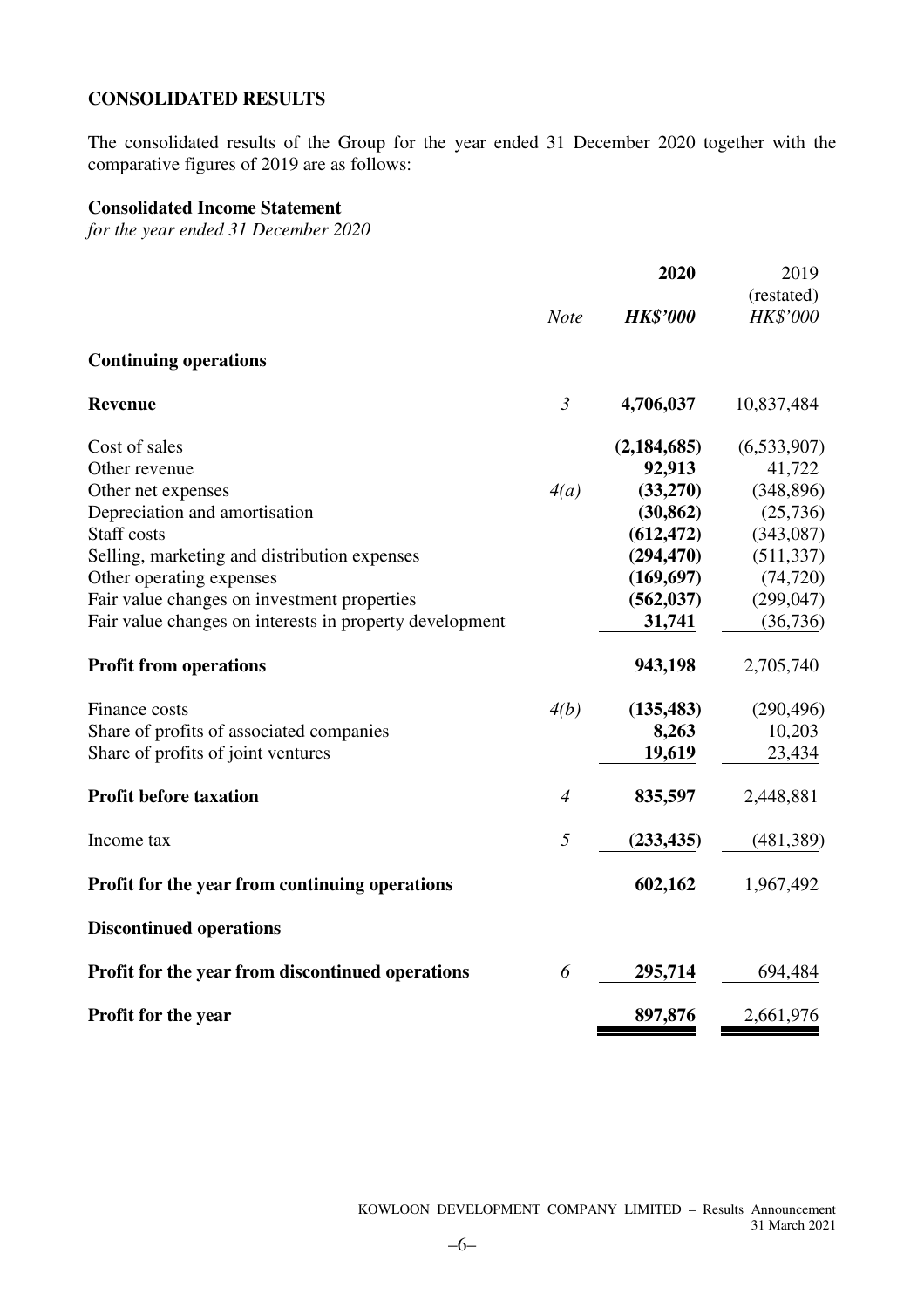## CONSOLIDATED RESULTS

The consolidated results of the Group for the year ended 31 December 2020 together with the comparative figures of 2019 are as follows:

### Consolidated Income Statement

*for the year ended 31 December 2020*

| | Note | 2020 | 2019 (restated) |
|---|---|---|---|
| | | ***HK$'000*** | *HK$'000* |
| **Continuing operations** | | | |
| **Revenue** | *3* | **4,706,037** | 10,837,484 |
| Cost of sales | | **(2,184,685)** | (6,533,907) |
| Other revenue | | **92,913** | 41,722 |
| Other net expenses | *4(a)* | **(33,270)** | (348,896) |
| Depreciation and amortisation | | **(30,862)** | (25,736) |
| Staff costs | | **(612,472)** | (343,087) |
| Selling, marketing and distribution expenses | | **(294,470)** | (511,337) |
| Other operating expenses | | **(169,697)** | (74,720) |
| Fair value changes on investment properties | | **(562,037)** | (299,047) |
| Fair value changes on interests in property development | | **31,741** | (36,736) |
| **Profit from operations** | | **943,198** | 2,705,740 |
| Finance costs | *4(b)* | **(135,483)** | (290,496) |
| Share of profits of associated companies | | **8,263** | 10,203 |
| Share of profits of joint ventures | | **19,619** | 23,434 |
| **Profit before taxation** | *4* | **835,597** | 2,448,881 |
| Income tax | *5* | **(233,435)** | (481,389) |
| **Profit for the year from continuing operations** | | **602,162** | 1,967,492 |
| **Discontinued operations** | | | |
| **Profit for the year from discontinued operations** | *6* | **295,714** | 694,484 |
| **Profit for the year** | | **897,876** | 2,661,976 |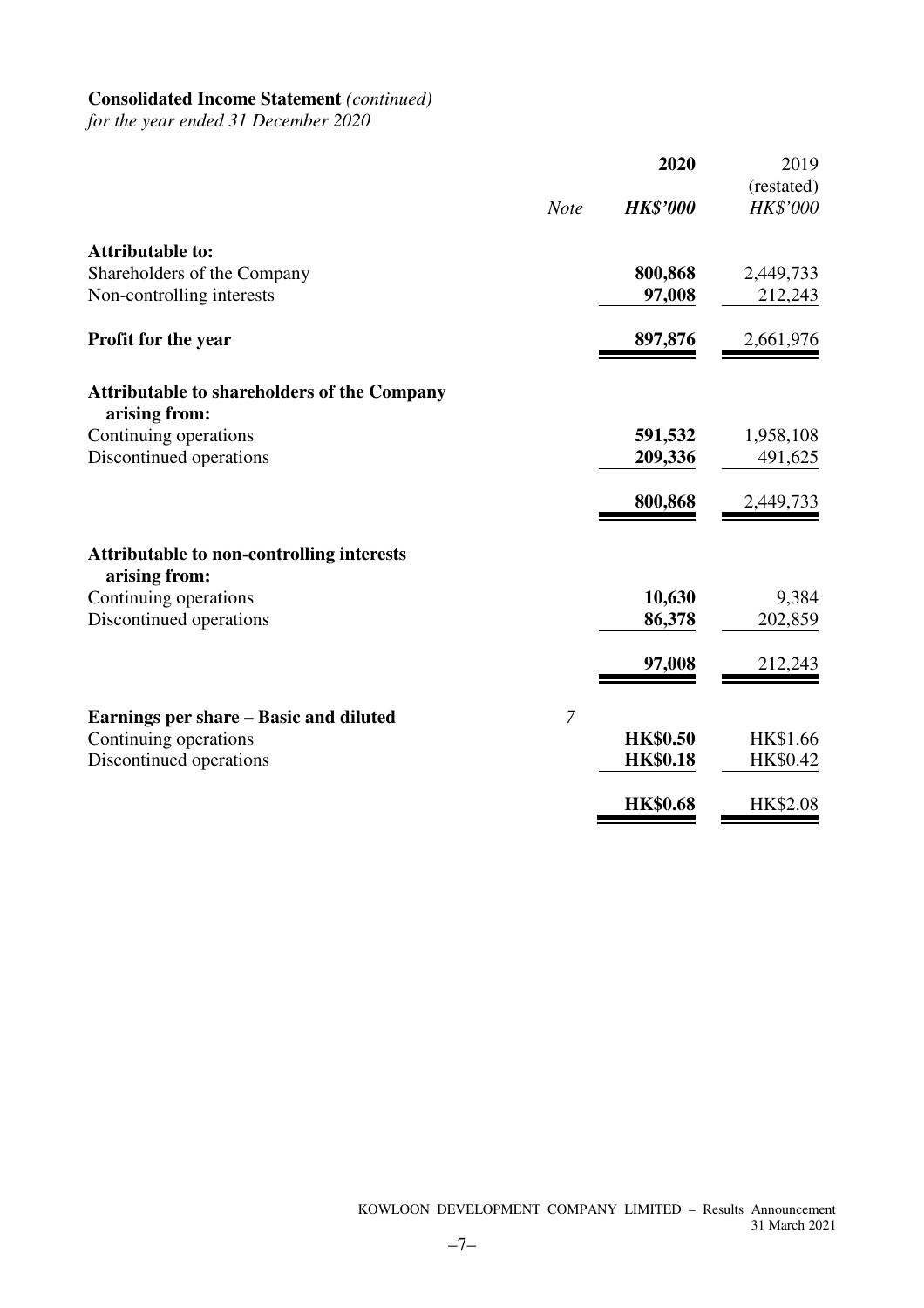**Consolidated Income Statement** *(continued)*
*for the year ended 31 December 2020*

| | Note | 2020 | 2019 (restated) |
|---|---|---|---|
| | | ***HK$'000*** | *HK$'000* |
| **Attributable to:** | | | |
| Shareholders of the Company | | **800,868** | 2,449,733 |
| Non-controlling interests | | **97,008** | 212,243 |
| **Profit for the year** | | **897,876** | 2,661,976 |
| **Attributable to shareholders of the Company arising from:** | | | |
| Continuing operations | | **591,532** | 1,958,108 |
| Discontinued operations | | **209,336** | 491,625 |
| | | **800,868** | 2,449,733 |
| **Attributable to non-controlling interests arising from:** | | | |
| Continuing operations | | **10,630** | 9,384 |
| Discontinued operations | | **86,378** | 202,859 |
| | | **97,008** | 212,243 |
| **Earnings per share – Basic and diluted** | *7* | | |
| Continuing operations | | **HK$0.50** | HK$1.66 |
| Discontinued operations | | **HK$0.18** | HK$0.42 |
| | | **HK$0.68** | HK$2.08 |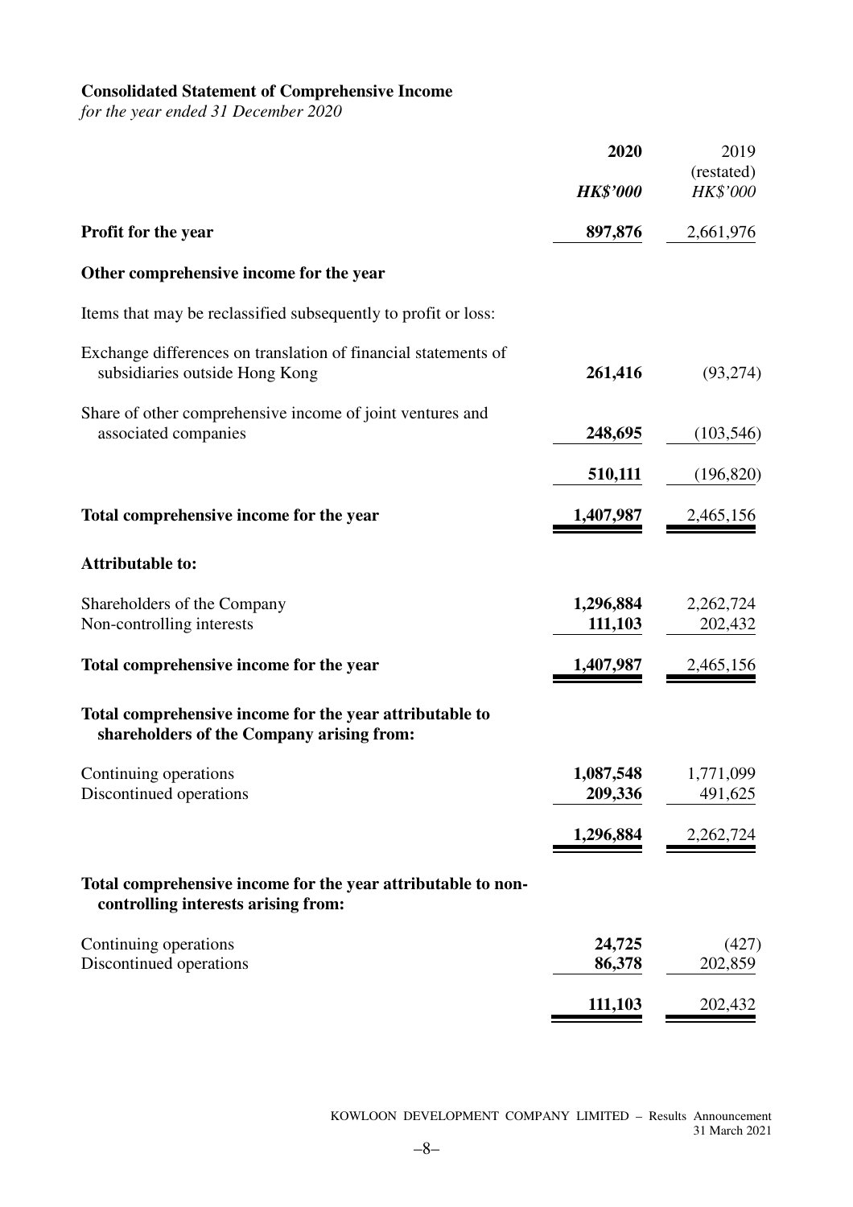**Consolidated Statement of Comprehensive Income**

*for the year ended 31 December 2020*

| | 2020 | 2019 |
|---|---|---|
| | | (restated) |
| | ***HK$'000*** | *HK$'000* |
| **Profit for the year** | **897,876** | 2,661,976 |
| **Other comprehensive income for the year** | | |
| Items that may be reclassified subsequently to profit or loss: | | |
| Exchange differences on translation of financial statements of subsidiaries outside Hong Kong | **261,416** | (93,274) |
| Share of other comprehensive income of joint ventures and associated companies | **248,695** | (103,546) |
| | **510,111** | (196,820) |
| **Total comprehensive income for the year** | **1,407,987** | 2,465,156 |
| **Attributable to:** | | |
| Shareholders of the Company | **1,296,884** | 2,262,724 |
| Non-controlling interests | **111,103** | 202,432 |
| **Total comprehensive income for the year** | **1,407,987** | 2,465,156 |
| **Total comprehensive income for the year attributable to shareholders of the Company arising from:** | | |
| Continuing operations | **1,087,548** | 1,771,099 |
| Discontinued operations | **209,336** | 491,625 |
| | **1,296,884** | 2,262,724 |
| **Total comprehensive income for the year attributable to non-controlling interests arising from:** | | |
| Continuing operations | **24,725** | (427) |
| Discontinued operations | **86,378** | 202,859 |
| | **111,103** | 202,432 |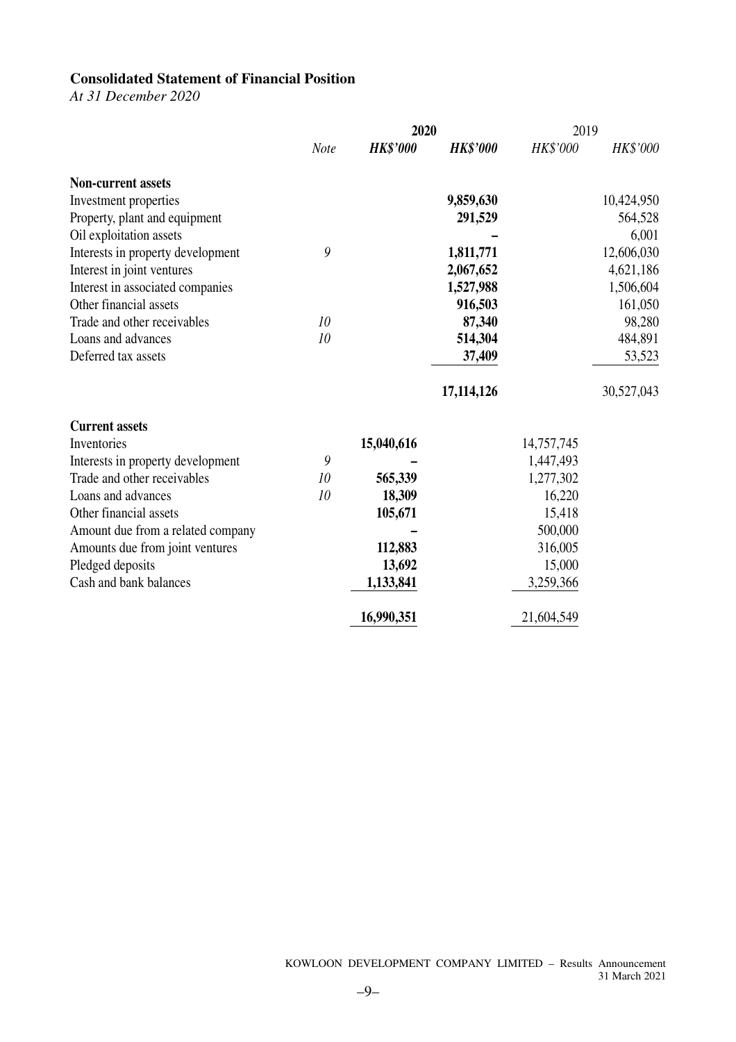**Consolidated Statement of Financial Position**

*At 31 December 2020*

| | Note | 2020 HK$'000 | 2020 HK$'000 | 2019 HK$'000 | 2019 HK$'000 |
|---|---|---|---|---|---|
| **Non-current assets** | | | | | |
| Investment properties | | | **9,859,630** | | 10,424,950 |
| Property, plant and equipment | | | **291,529** | | 564,528 |
| Oil exploitation assets | | | **–** | | 6,001 |
| Interests in property development | 9 | | **1,811,771** | | 12,606,030 |
| Interest in joint ventures | | | **2,067,652** | | 4,621,186 |
| Interest in associated companies | | | **1,527,988** | | 1,506,604 |
| Other financial assets | | | **916,503** | | 161,050 |
| Trade and other receivables | 10 | | **87,340** | | 98,280 |
| Loans and advances | 10 | | **514,304** | | 484,891 |
| Deferred tax assets | | | **37,409** | | 53,523 |
| | | | **17,114,126** | | 30,527,043 |
| **Current assets** | | | | | |
| Inventories | | **15,040,616** | | 14,757,745 | |
| Interests in property development | 9 | **–** | | 1,447,493 | |
| Trade and other receivables | 10 | **565,339** | | 1,277,302 | |
| Loans and advances | 10 | **18,309** | | 16,220 | |
| Other financial assets | | **105,671** | | 15,418 | |
| Amount due from a related company | | **–** | | 500,000 | |
| Amounts due from joint ventures | | **112,883** | | 316,005 | |
| Pledged deposits | | **13,692** | | 15,000 | |
| Cash and bank balances | | **1,133,841** | | 3,259,366 | |
| | | **16,990,351** | | 21,604,549 | |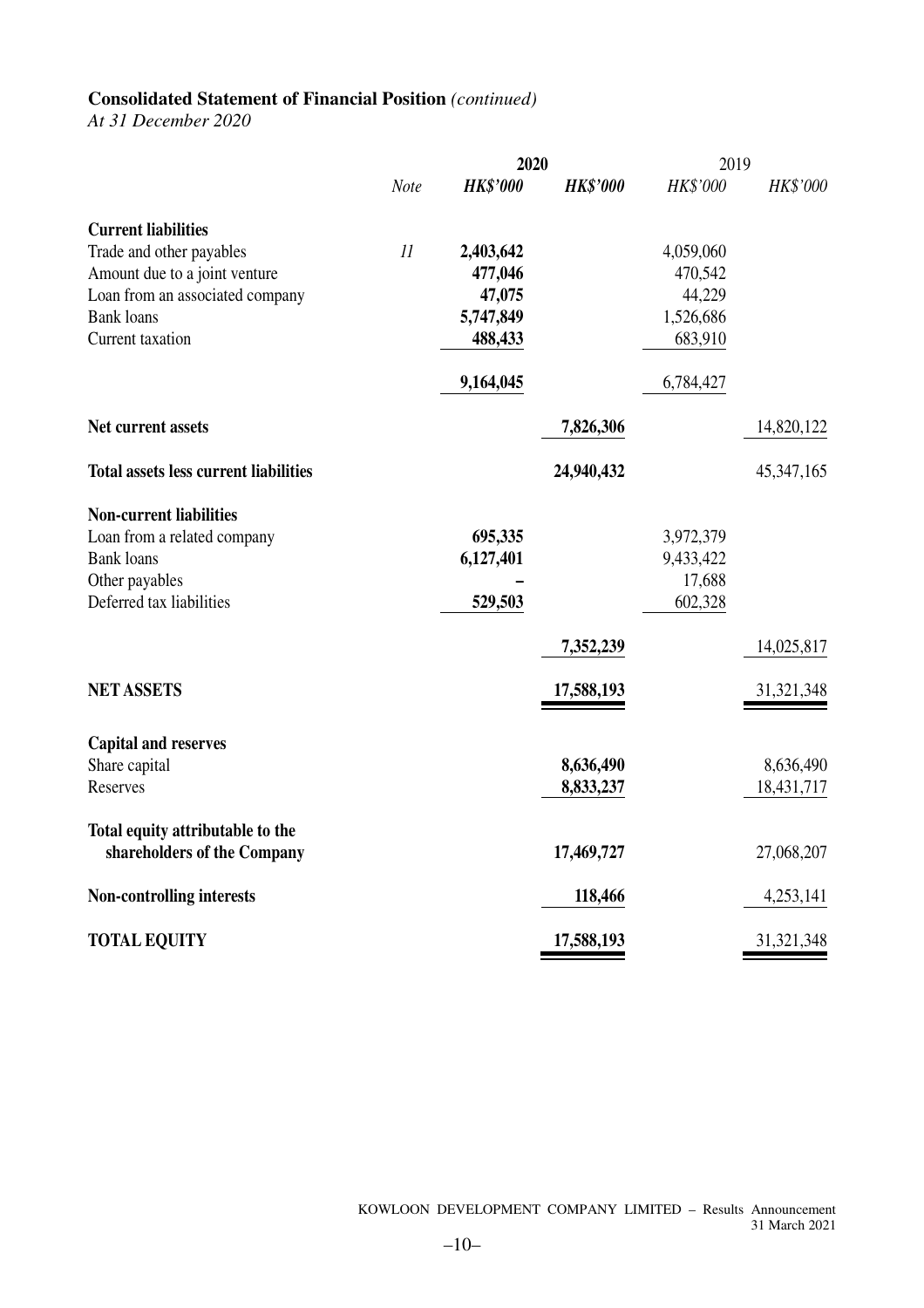**Consolidated Statement of Financial Position** *(continued)*

*At 31 December 2020*

| | *Note* | **2020** *HK$'000* | **2020** *HK$'000* | 2019 *HK$'000* | 2019 *HK$'000* |
|---|---|---|---|---|---|
| **Current liabilities** | | | | | |
| Trade and other payables | *11* | **2,403,642** | | 4,059,060 | |
| Amount due to a joint venture | | **477,046** | | 470,542 | |
| Loan from an associated company | | **47,075** | | 44,229 | |
| Bank loans | | **5,747,849** | | 1,526,686 | |
| Current taxation | | **488,433** | | 683,910 | |
| | | **9,164,045** | | 6,784,427 | |
| **Net current assets** | | | **7,826,306** | | 14,820,122 |
| **Total assets less current liabilities** | | | **24,940,432** | | 45,347,165 |
| **Non-current liabilities** | | | | | |
| Loan from a related company | | **695,335** | | 3,972,379 | |
| Bank loans | | **6,127,401** | | 9,433,422 | |
| Other payables | | **–** | | 17,688 | |
| Deferred tax liabilities | | **529,503** | | 602,328 | |
| | | | **7,352,239** | | 14,025,817 |
| **NET ASSETS** | | | **17,588,193** | | 31,321,348 |
| **Capital and reserves** | | | | | |
| Share capital | | | **8,636,490** | | 8,636,490 |
| Reserves | | | **8,833,237** | | 18,431,717 |
| **Total equity attributable to the shareholders of the Company** | | | **17,469,727** | | 27,068,207 |
| **Non-controlling interests** | | | **118,466** | | 4,253,141 |
| **TOTAL EQUITY** | | | **17,588,193** | | 31,321,348 |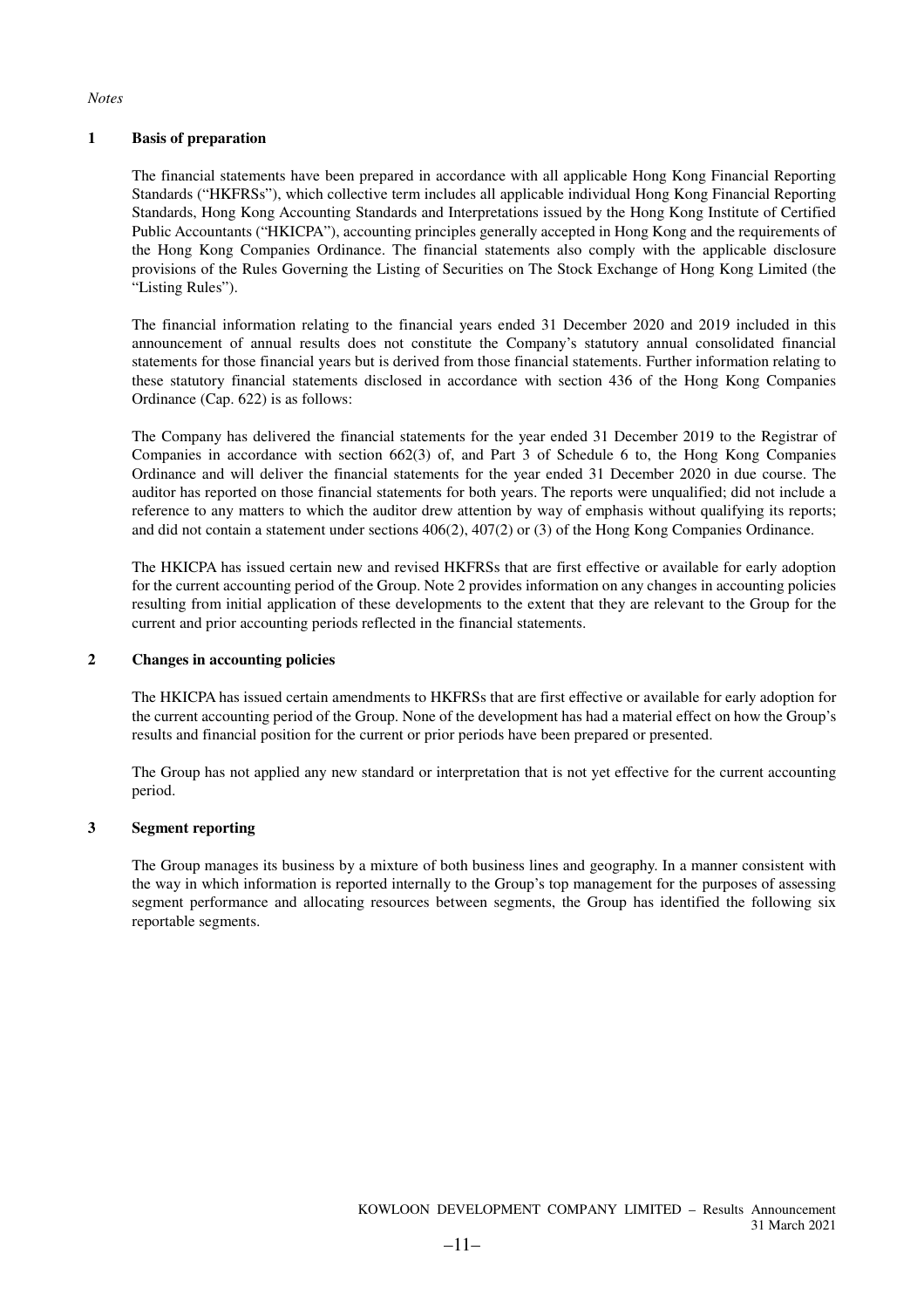*Notes*

## 1 Basis of preparation

The financial statements have been prepared in accordance with all applicable Hong Kong Financial Reporting Standards ("HKFRSs"), which collective term includes all applicable individual Hong Kong Financial Reporting Standards, Hong Kong Accounting Standards and Interpretations issued by the Hong Kong Institute of Certified Public Accountants ("HKICPA"), accounting principles generally accepted in Hong Kong and the requirements of the Hong Kong Companies Ordinance. The financial statements also comply with the applicable disclosure provisions of the Rules Governing the Listing of Securities on The Stock Exchange of Hong Kong Limited (the "Listing Rules").

The financial information relating to the financial years ended 31 December 2020 and 2019 included in this announcement of annual results does not constitute the Company's statutory annual consolidated financial statements for those financial years but is derived from those financial statements. Further information relating to these statutory financial statements disclosed in accordance with section 436 of the Hong Kong Companies Ordinance (Cap. 622) is as follows:

The Company has delivered the financial statements for the year ended 31 December 2019 to the Registrar of Companies in accordance with section 662(3) of, and Part 3 of Schedule 6 to, the Hong Kong Companies Ordinance and will deliver the financial statements for the year ended 31 December 2020 in due course. The auditor has reported on those financial statements for both years. The reports were unqualified; did not include a reference to any matters to which the auditor drew attention by way of emphasis without qualifying its reports; and did not contain a statement under sections 406(2), 407(2) or (3) of the Hong Kong Companies Ordinance.

The HKICPA has issued certain new and revised HKFRSs that are first effective or available for early adoption for the current accounting period of the Group. Note 2 provides information on any changes in accounting policies resulting from initial application of these developments to the extent that they are relevant to the Group for the current and prior accounting periods reflected in the financial statements.

## 2 Changes in accounting policies

The HKICPA has issued certain amendments to HKFRSs that are first effective or available for early adoption for the current accounting period of the Group. None of the development has had a material effect on how the Group's results and financial position for the current or prior periods have been prepared or presented.

The Group has not applied any new standard or interpretation that is not yet effective for the current accounting period.

## 3 Segment reporting

The Group manages its business by a mixture of both business lines and geography. In a manner consistent with the way in which information is reported internally to the Group's top management for the purposes of assessing segment performance and allocating resources between segments, the Group has identified the following six reportable segments.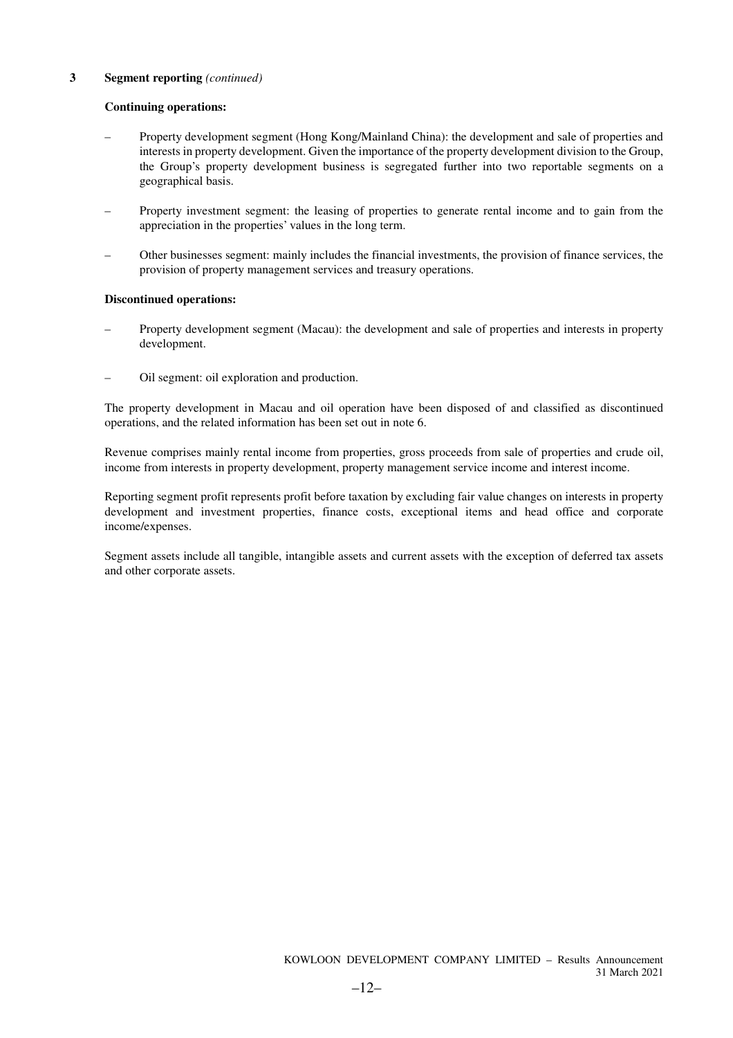## 3 Segment reporting *(continued)*

**Continuing operations:**

- Property development segment (Hong Kong/Mainland China): the development and sale of properties and interests in property development. Given the importance of the property development division to the Group, the Group's property development business is segregated further into two reportable segments on a geographical basis.

- Property investment segment: the leasing of properties to generate rental income and to gain from the appreciation in the properties' values in the long term.

- Other businesses segment: mainly includes the financial investments, the provision of finance services, the provision of property management services and treasury operations.

**Discontinued operations:**

- Property development segment (Macau): the development and sale of properties and interests in property development.

- Oil segment: oil exploration and production.

The property development in Macau and oil operation have been disposed of and classified as discontinued operations, and the related information has been set out in note 6.

Revenue comprises mainly rental income from properties, gross proceeds from sale of properties and crude oil, income from interests in property development, property management service income and interest income.

Reporting segment profit represents profit before taxation by excluding fair value changes on interests in property development and investment properties, finance costs, exceptional items and head office and corporate income/expenses.

Segment assets include all tangible, intangible assets and current assets with the exception of deferred tax assets and other corporate assets.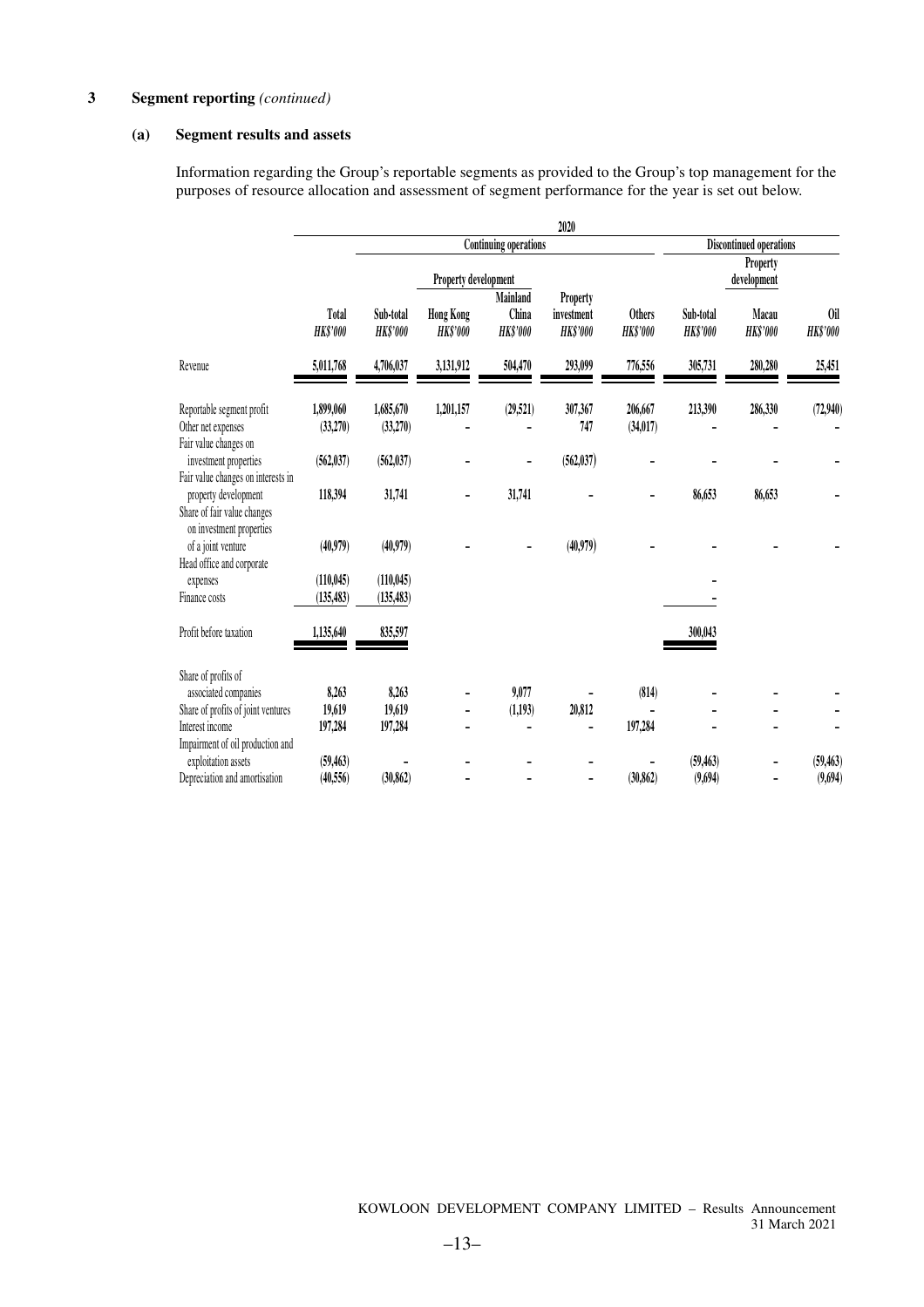## 3 Segment reporting *(continued)*

### (a) Segment results and assets

Information regarding the Group's reportable segments as provided to the Group's top management for the purposes of resource allocation and assessment of segment performance for the year is set out below.

| | 2020 | | | | | | | | |
|---|---|---|---|---|---|---|---|---|---|
| | | Continuing operations | | | | | Discontinued operations | | |
| | | | Property development | | | | | Property development | |
| | Total | Sub-total | Hong Kong | Mainland China | Property investment | Others | Sub-total | Macau | Oil |
| | *HK$'000* | *HK$'000* | *HK$'000* | *HK$'000* | *HK$'000* | *HK$'000* | *HK$'000* | *HK$'000* | *HK$'000* |
| Revenue | 5,011,768 | 4,706,037 | 3,131,912 | 504,470 | 293,099 | 776,556 | 305,731 | 280,280 | 25,451 |
| Reportable segment profit | 1,899,060 | 1,685,670 | 1,201,157 | (29,521) | 307,367 | 206,667 | 213,390 | 286,330 | (72,940) |
| Other net expenses | (33,270) | (33,270) | - | - | 747 | (34,017) | - | - | - |
| Fair value changes on investment properties | (562,037) | (562,037) | - | - | (562,037) | - | - | - | - |
| Fair value changes on interests in property development | 118,394 | 31,741 | - | 31,741 | - | - | 86,653 | 86,653 | - |
| Share of fair value changes on investment properties of a joint venture | (40,979) | (40,979) | - | - | (40,979) | - | - | - | - |
| Head office and corporate expenses | (110,045) | (110,045) | | | | | - | | |
| Finance costs | (135,483) | (135,483) | | | | | - | | |
| Profit before taxation | 1,135,640 | 835,597 | | | | | 300,043 | | |
| Share of profits of associated companies | 8,263 | 8,263 | - | 9,077 | - | (814) | - | - | - |
| Share of profits of joint ventures | 19,619 | 19,619 | - | (1,193) | 20,812 | - | - | - | - |
| Interest income | 197,284 | 197,284 | - | - | - | 197,284 | - | - | - |
| Impairment of oil production and exploitation assets | (59,463) | - | - | - | - | - | (59,463) | - | (59,463) |
| Depreciation and amortisation | (40,556) | (30,862) | - | - | - | (30,862) | (9,694) | - | (9,694) |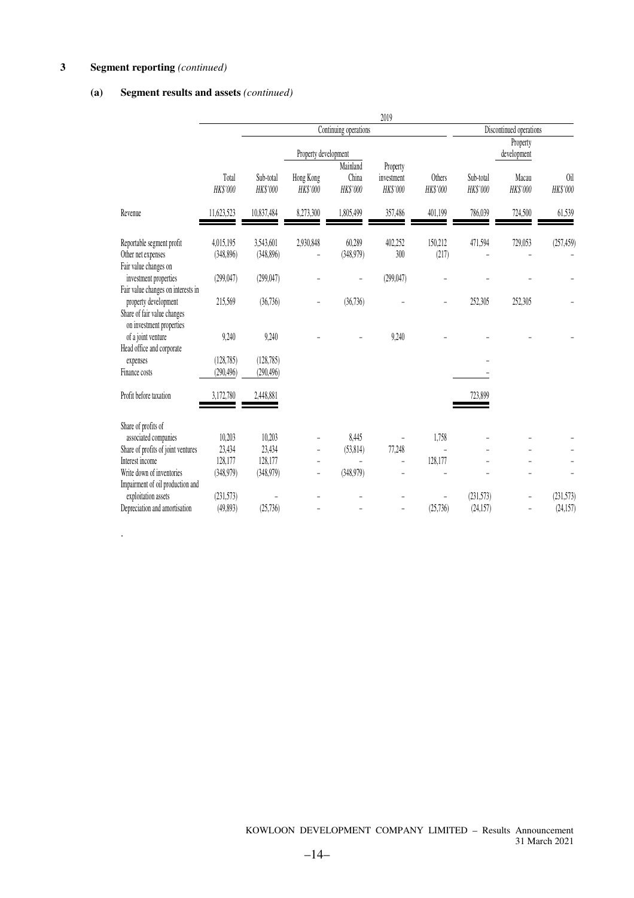## 3 Segment reporting *(continued)*

### (a) Segment results and assets *(continued)*

| | 2019 | | | | | | | | | |
|---|---|---|---|---|---|---|---|---|---|---|
| | | Continuing operations | | | | | Discontinued operations | | | |
| | | | Property development | | | | | Property development | | |
| | Total | Sub-total | Hong Kong | Mainland China | Property investment | Others | Sub-total | Macau | Oil | |
| | *HK$'000* | *HK$'000* | *HK$'000* | *HK$'000* | *HK$'000* | *HK$'000* | *HK$'000* | *HK$'000* | *HK$'000* | |
| Revenue | 11,623,523 | 10,837,484 | 8,273,300 | 1,805,499 | 357,486 | 401,199 | 786,039 | 724,500 | 61,539 | |
| Reportable segment profit | 4,015,195 | 3,543,601 | 2,930,848 | 60,289 | 402,252 | 150,212 | 471,594 | 729,053 | (257,459) | |
| Other net expenses | (348,896) | (348,896) | – | (348,979) | 300 | (217) | – | – | – | |
| Fair value changes on investment properties | (299,047) | (299,047) | – | – | (299,047) | – | – | – | – | |
| Fair value changes on interests in property development | 215,569 | (36,736) | – | (36,736) | – | – | 252,305 | 252,305 | – | |
| Share of fair value changes on investment properties of a joint venture | 9,240 | 9,240 | – | – | 9,240 | – | – | – | – | |
| Head office and corporate expenses | (128,785) | (128,785) | | | | | – | | | |
| Finance costs | (290,496) | (290,496) | | | | | – | | | |
| Profit before taxation | 3,172,780 | 2,448,881 | | | | | 723,899 | | | |
| Share of profits of associated companies | 10,203 | 10,203 | – | 8,445 | – | 1,758 | – | – | – | |
| Share of profits of joint ventures | 23,434 | 23,434 | – | (53,814) | 77,248 | – | – | – | – | |
| Interest income | 128,177 | 128,177 | – | – | – | 128,177 | – | – | – | |
| Write down of inventories | (348,979) | (348,979) | – | (348,979) | – | – | – | – | – | |
| Impairment of oil production and exploitation assets | (231,573) | – | – | – | – | – | (231,573) | – | (231,573) | |
| Depreciation and amortisation | (49,893) | (25,736) | – | – | – | (25,736) | (24,157) | – | (24,157) | |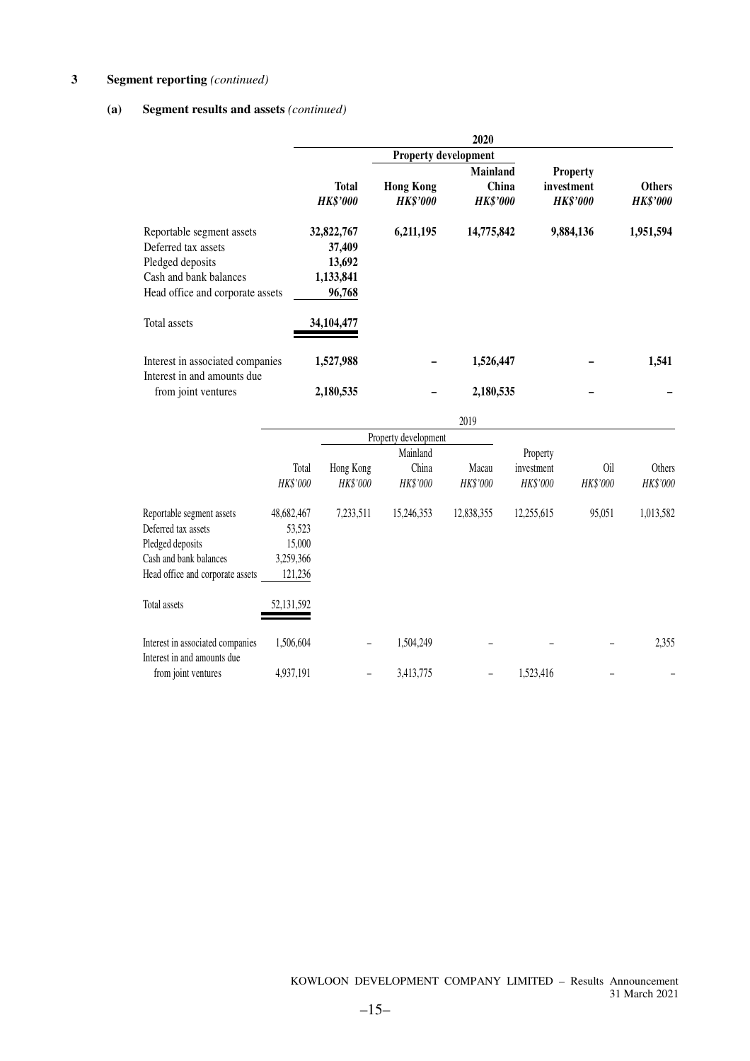# 3 Segment reporting *(continued)*

## (a) Segment results and assets *(continued)*

| | 2020 | | | | |
|---|---|---|---|---|---|
| | | Property development | | | |
| | **Total** | **Hong Kong** | **Mainland China** | **Property investment** | **Others** |
| | ***HK$'000*** | ***HK$'000*** | ***HK$'000*** | ***HK$'000*** | ***HK$'000*** |
| Reportable segment assets | 32,822,767 | 6,211,195 | 14,775,842 | 9,884,136 | 1,951,594 |
| Deferred tax assets | 37,409 | | | | |
| Pledged deposits | 13,692 | | | | |
| Cash and bank balances | 1,133,841 | | | | |
| Head office and corporate assets | 96,768 | | | | |
| Total assets | 34,104,477 | | | | |
| Interest in associated companies | 1,527,988 | – | 1,526,447 | – | 1,541 |
| Interest in and amounts due from joint ventures | 2,180,535 | – | 2,180,535 | – | – |

| | 2019 | | | | | | |
|---|---|---|---|---|---|---|---|
| | | Property development | | | | | |
| | Total | Hong Kong | Mainland China | Macau | Property investment | Oil | Others |
| | *HK$'000* | *HK$'000* | *HK$'000* | *HK$'000* | *HK$'000* | *HK$'000* | *HK$'000* |
| Reportable segment assets | 48,682,467 | 7,233,511 | 15,246,353 | 12,838,355 | 12,255,615 | 95,051 | 1,013,582 |
| Deferred tax assets | 53,523 | | | | | | |
| Pledged deposits | 15,000 | | | | | | |
| Cash and bank balances | 3,259,366 | | | | | | |
| Head office and corporate assets | 121,236 | | | | | | |
| Total assets | 52,131,592 | | | | | | |
| Interest in associated companies | 1,506,604 | – | 1,504,249 | – | – | – | 2,355 |
| Interest in and amounts due from joint ventures | 4,937,191 | – | 3,413,775 | – | 1,523,416 | – | – |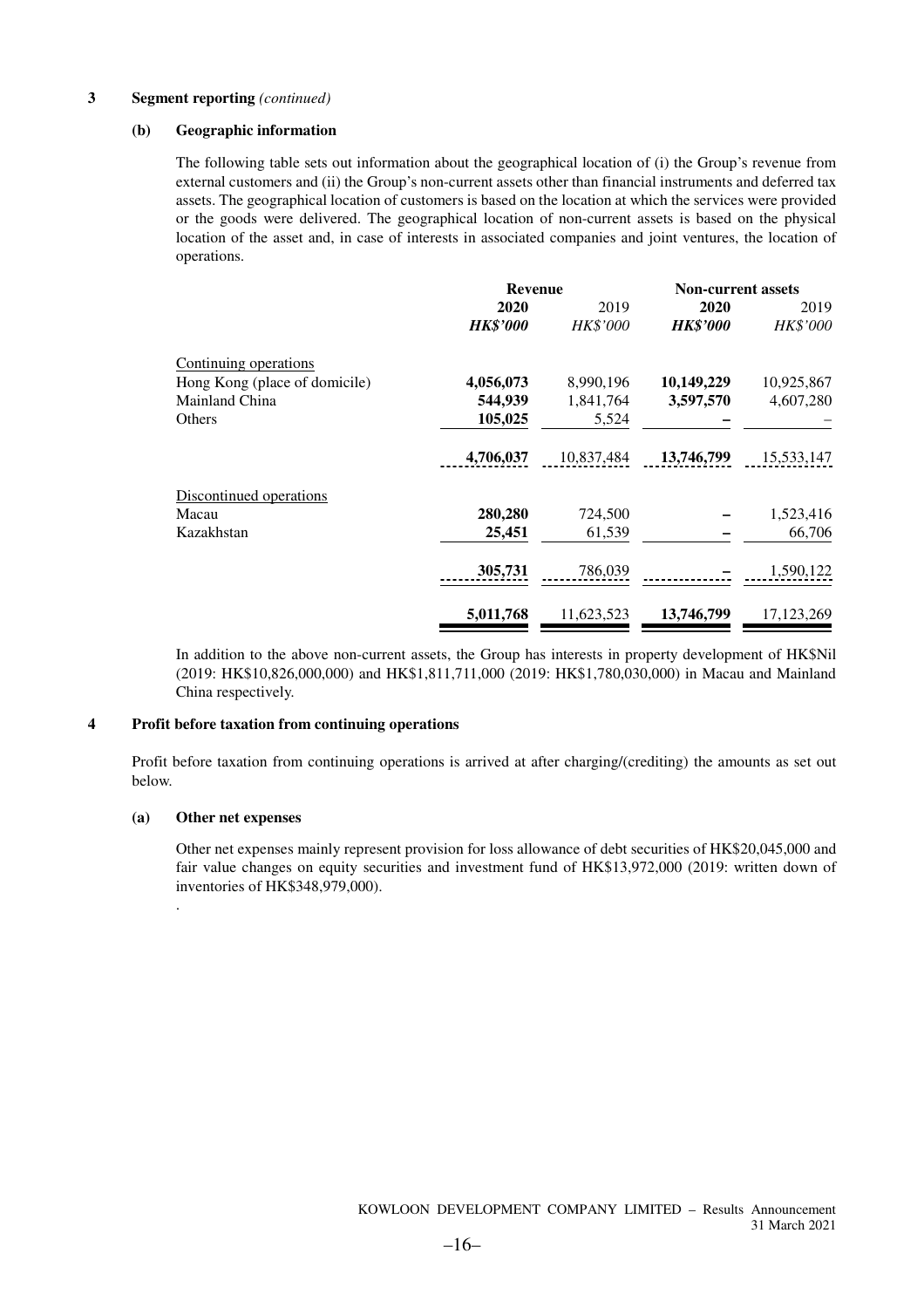## 3 Segment reporting *(continued)*

### (b) Geographic information

The following table sets out information about the geographical location of (i) the Group's revenue from external customers and (ii) the Group's non-current assets other than financial instruments and deferred tax assets. The geographical location of customers is based on the location at which the services were provided or the goods were delivered. The geographical location of non-current assets is based on the physical location of the asset and, in case of interests in associated companies and joint ventures, the location of operations.

| | Revenue | | Non-current assets | |
|---|---|---|---|---|
| | **2020** | 2019 | **2020** | 2019 |
| | ***HK$'000*** | *HK$'000* | ***HK$'000*** | *HK$'000* |
| Continuing operations | | | | |
| Hong Kong (place of domicile) | **4,056,073** | 8,990,196 | **10,149,229** | 10,925,867 |
| Mainland China | **544,939** | 1,841,764 | **3,597,570** | 4,607,280 |
| Others | **105,025** | 5,524 | **–** | – |
| | **4,706,037** | 10,837,484 | **13,746,799** | 15,533,147 |
| Discontinued operations | | | | |
| Macau | **280,280** | 724,500 | **–** | 1,523,416 |
| Kazakhstan | **25,451** | 61,539 | **–** | 66,706 |
| | **305,731** | 786,039 | **–** | 1,590,122 |
| | **5,011,768** | 11,623,523 | **13,746,799** | 17,123,269 |

In addition to the above non-current assets, the Group has interests in property development of HK$Nil (2019: HK$10,826,000,000) and HK$1,811,711,000 (2019: HK$1,780,030,000) in Macau and Mainland China respectively.

## 4 Profit before taxation from continuing operations

Profit before taxation from continuing operations is arrived at after charging/(crediting) the amounts as set out below.

### (a) Other net expenses

Other net expenses mainly represent provision for loss allowance of debt securities of HK$20,045,000 and fair value changes on equity securities and investment fund of HK$13,972,000 (2019: written down of inventories of HK$348,979,000).

.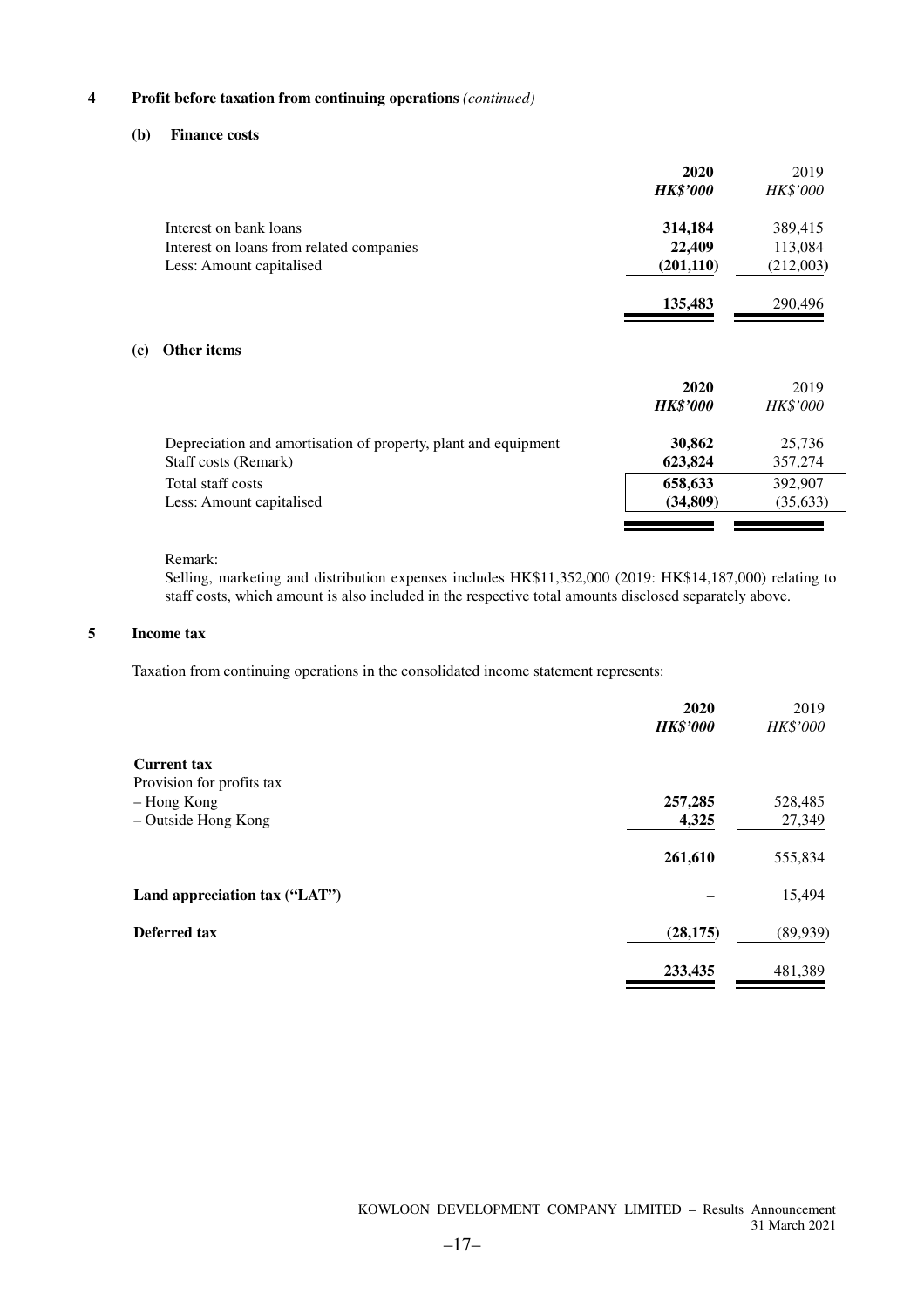## 4 Profit before taxation from continuing operations *(continued)*

### (b) Finance costs

| | 2020 | 2019 |
|---|---|---|
| | ***HK$'000*** | *HK$'000* |
| Interest on bank loans | **314,184** | 389,415 |
| Interest on loans from related companies | **22,409** | 113,084 |
| Less: Amount capitalised | **(201,110)** | (212,003) |
| | **135,483** | 290,496 |

### (c) Other items

| | 2020 | 2019 |
|---|---|---|
| | ***HK$'000*** | *HK$'000* |
| Depreciation and amortisation of property, plant and equipment | **30,862** | 25,736 |
| Staff costs (Remark) | **623,824** | 357,274 |
| Total staff costs | **658,633** | 392,907 |
| Less: Amount capitalised | **(34,809)** | (35,633) |

Remark:

Selling, marketing and distribution expenses includes HK$11,352,000 (2019: HK$14,187,000) relating to staff costs, which amount is also included in the respective total amounts disclosed separately above.

## 5 Income tax

Taxation from continuing operations in the consolidated income statement represents:

| | 2020 | 2019 |
|---|---|---|
| | ***HK$'000*** | *HK$'000* |
| **Current tax** | | |
| Provision for profits tax | | |
| – Hong Kong | **257,285** | 528,485 |
| – Outside Hong Kong | **4,325** | 27,349 |
| | **261,610** | 555,834 |
| **Land appreciation tax ("LAT")** | **–** | 15,494 |
| **Deferred tax** | **(28,175)** | (89,939) |
| | **233,435** | 481,389 |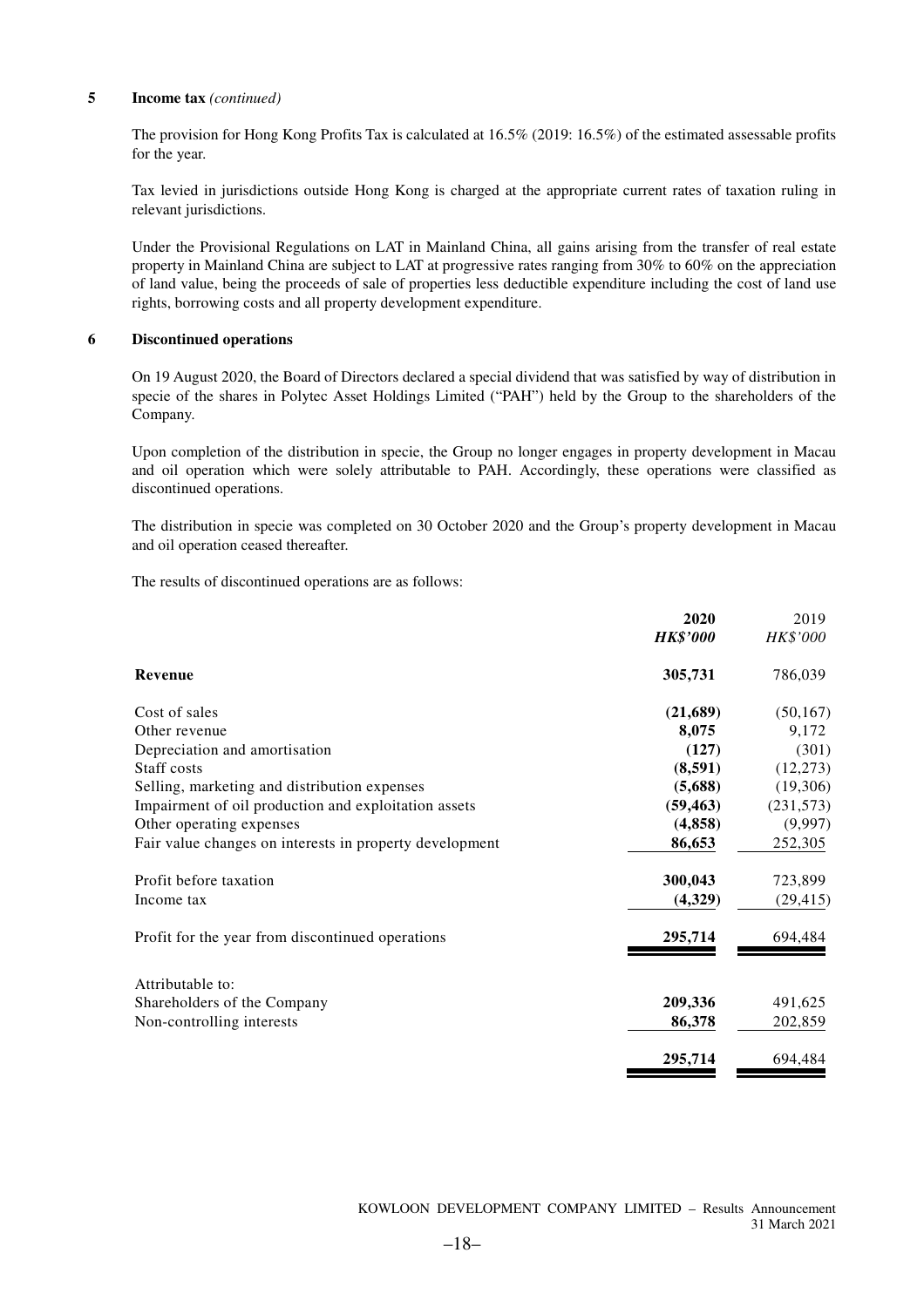## 5 Income tax *(continued)*

The provision for Hong Kong Profits Tax is calculated at 16.5% (2019: 16.5%) of the estimated assessable profits for the year.

Tax levied in jurisdictions outside Hong Kong is charged at the appropriate current rates of taxation ruling in relevant jurisdictions.

Under the Provisional Regulations on LAT in Mainland China, all gains arising from the transfer of real estate property in Mainland China are subject to LAT at progressive rates ranging from 30% to 60% on the appreciation of land value, being the proceeds of sale of properties less deductible expenditure including the cost of land use rights, borrowing costs and all property development expenditure.

## 6 Discontinued operations

On 19 August 2020, the Board of Directors declared a special dividend that was satisfied by way of distribution in specie of the shares in Polytec Asset Holdings Limited ("PAH") held by the Group to the shareholders of the Company.

Upon completion of the distribution in specie, the Group no longer engages in property development in Macau and oil operation which were solely attributable to PAH. Accordingly, these operations were classified as discontinued operations.

The distribution in specie was completed on 30 October 2020 and the Group's property development in Macau and oil operation ceased thereafter.

The results of discontinued operations are as follows:

| | **2020** | 2019 |
|---|---|---|
| | ***HK$'000*** | *HK$'000* |
| **Revenue** | **305,731** | 786,039 |
| Cost of sales | **(21,689)** | (50,167) |
| Other revenue | **8,075** | 9,172 |
| Depreciation and amortisation | **(127)** | (301) |
| Staff costs | **(8,591)** | (12,273) |
| Selling, marketing and distribution expenses | **(5,688)** | (19,306) |
| Impairment of oil production and exploitation assets | **(59,463)** | (231,573) |
| Other operating expenses | **(4,858)** | (9,997) |
| Fair value changes on interests in property development | **86,653** | 252,305 |
| Profit before taxation | **300,043** | 723,899 |
| Income tax | **(4,329)** | (29,415) |
| Profit for the year from discontinued operations | **295,714** | 694,484 |
| Attributable to: | | |
| Shareholders of the Company | **209,336** | 491,625 |
| Non-controlling interests | **86,378** | 202,859 |
| | **295,714** | 694,484 |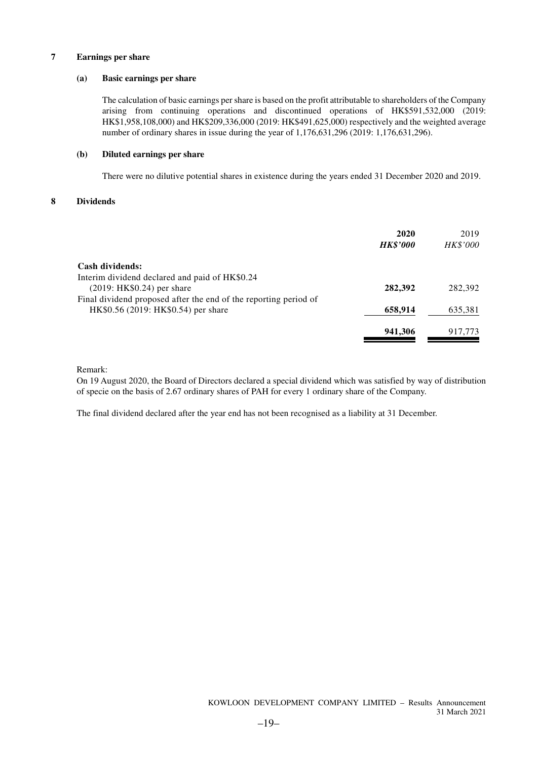## 7 Earnings per share

### (a) Basic earnings per share

The calculation of basic earnings per share is based on the profit attributable to shareholders of the Company arising from continuing operations and discontinued operations of HK$591,532,000 (2019: HK$1,958,108,000) and HK$209,336,000 (2019: HK$491,625,000) respectively and the weighted average number of ordinary shares in issue during the year of 1,176,631,296 (2019: 1,176,631,296).

### (b) Diluted earnings per share

There were no dilutive potential shares in existence during the years ended 31 December 2020 and 2019.

## 8 Dividends

| | **2020** | 2019 |
|---|---|---|
| | ***HK$'000*** | *HK$'000* |
| **Cash dividends:** | | |
| Interim dividend declared and paid of HK$0.24 (2019: HK$0.24) per share | **282,392** | 282,392 |
| Final dividend proposed after the end of the reporting period of HK$0.56 (2019: HK$0.54) per share | **658,914** | 635,381 |
| | **941,306** | 917,773 |

Remark:
On 19 August 2020, the Board of Directors declared a special dividend which was satisfied by way of distribution of specie on the basis of 2.67 ordinary shares of PAH for every 1 ordinary share of the Company.

The final dividend declared after the year end has not been recognised as a liability at 31 December.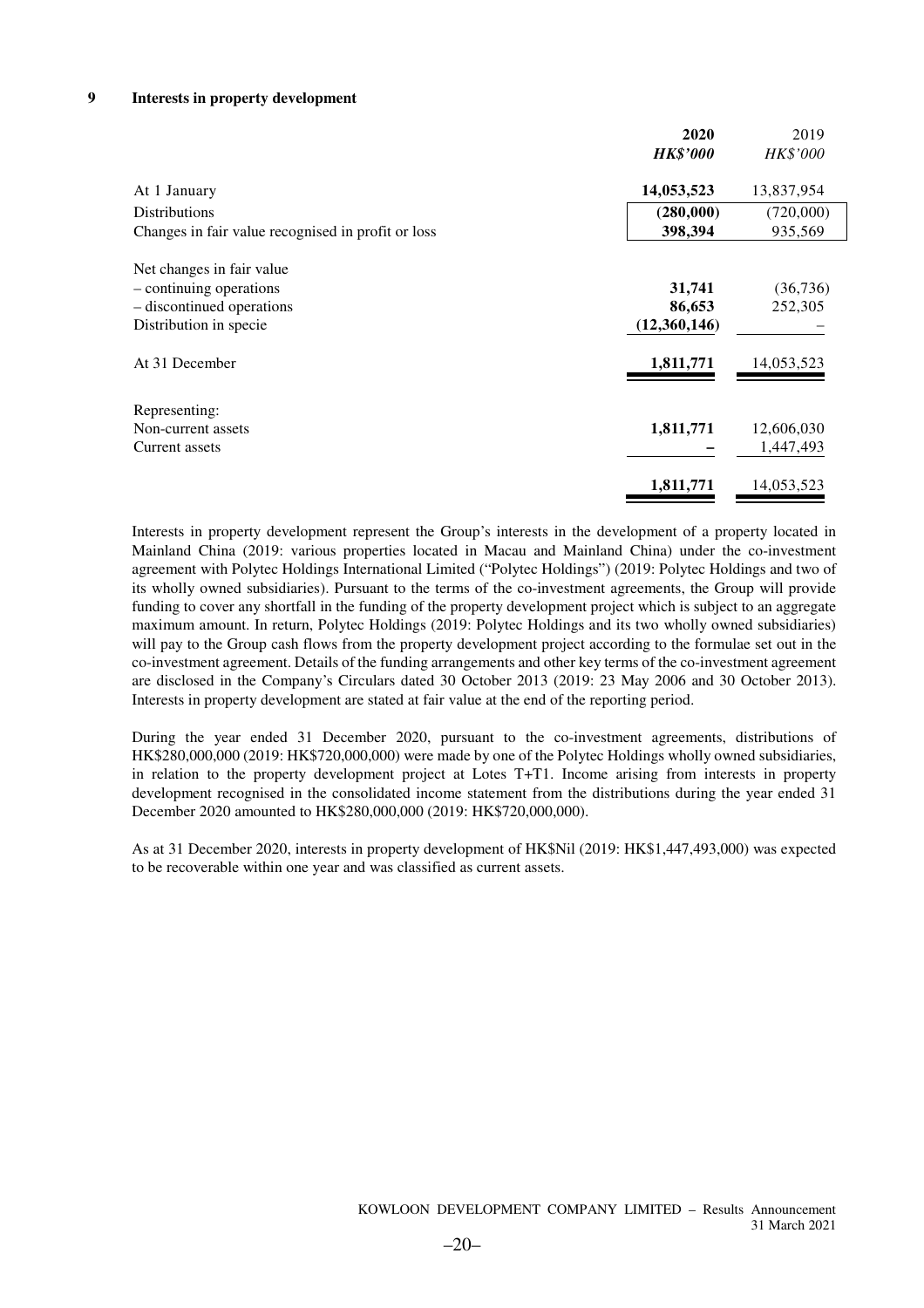## 9 Interests in property development

| | 2020 | 2019 |
|---|---|---|
| | ***HK$'000*** | *HK$'000* |
| At 1 January | **14,053,523** | 13,837,954 |
| Distributions | **(280,000)** | (720,000) |
| Changes in fair value recognised in profit or loss | **398,394** | 935,569 |
| Net changes in fair value | | |
| – continuing operations | **31,741** | (36,736) |
| – discontinued operations | **86,653** | 252,305 |
| Distribution in specie | **(12,360,146)** | – |
| At 31 December | **1,811,771** | 14,053,523 |
| Representing: | | |
| Non-current assets | **1,811,771** | 12,606,030 |
| Current assets | **–** | 1,447,493 |
| | **1,811,771** | 14,053,523 |

Interests in property development represent the Group's interests in the development of a property located in Mainland China (2019: various properties located in Macau and Mainland China) under the co-investment agreement with Polytec Holdings International Limited ("Polytec Holdings") (2019: Polytec Holdings and two of its wholly owned subsidiaries). Pursuant to the terms of the co-investment agreements, the Group will provide funding to cover any shortfall in the funding of the property development project which is subject to an aggregate maximum amount. In return, Polytec Holdings (2019: Polytec Holdings and its two wholly owned subsidiaries) will pay to the Group cash flows from the property development project according to the formulae set out in the co-investment agreement. Details of the funding arrangements and other key terms of the co-investment agreement are disclosed in the Company's Circulars dated 30 October 2013 (2019: 23 May 2006 and 30 October 2013). Interests in property development are stated at fair value at the end of the reporting period.

During the year ended 31 December 2020, pursuant to the co-investment agreements, distributions of HK$280,000,000 (2019: HK$720,000,000) were made by one of the Polytec Holdings wholly owned subsidiaries, in relation to the property development project at Lotes T+T1. Income arising from interests in property development recognised in the consolidated income statement from the distributions during the year ended 31 December 2020 amounted to HK$280,000,000 (2019: HK$720,000,000).

As at 31 December 2020, interests in property development of HK$Nil (2019: HK$1,447,493,000) was expected to be recoverable within one year and was classified as current assets.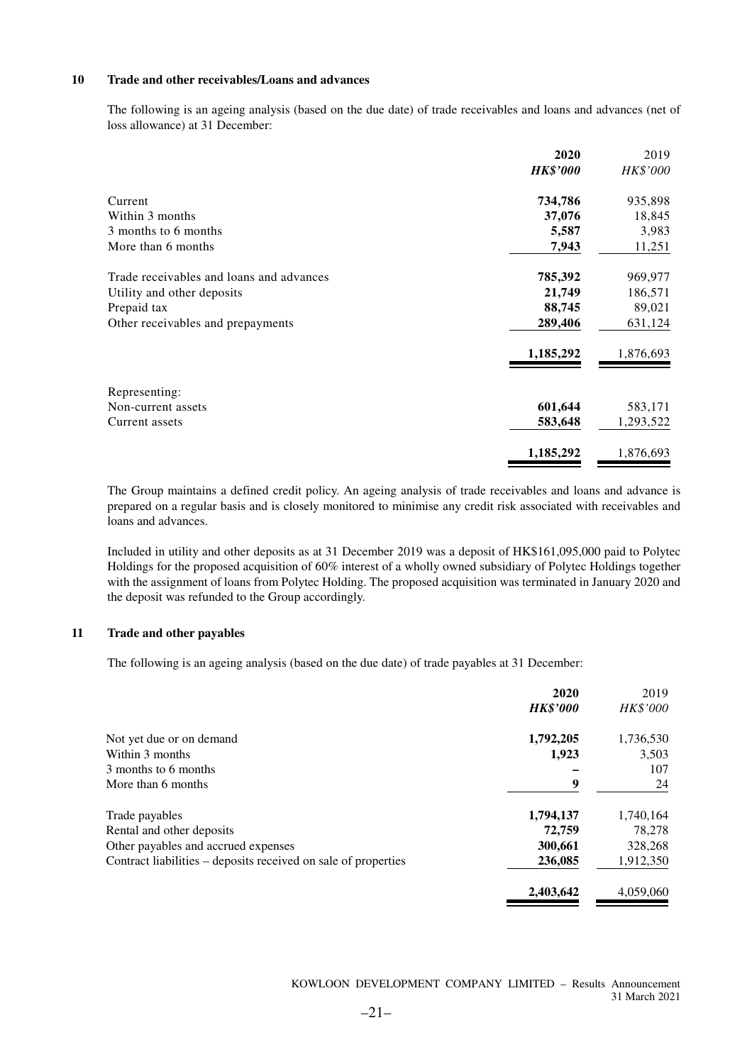## 10 Trade and other receivables/Loans and advances

The following is an ageing analysis (based on the due date) of trade receivables and loans and advances (net of loss allowance) at 31 December:

| | **2020** | 2019 |
|---|---|---|
| | ***HK$'000*** | *HK$'000* |
| Current | **734,786** | 935,898 |
| Within 3 months | **37,076** | 18,845 |
| 3 months to 6 months | **5,587** | 3,983 |
| More than 6 months | **7,943** | 11,251 |
| Trade receivables and loans and advances | **785,392** | 969,977 |
| Utility and other deposits | **21,749** | 186,571 |
| Prepaid tax | **88,745** | 89,021 |
| Other receivables and prepayments | **289,406** | 631,124 |
| | **1,185,292** | 1,876,693 |
| Representing: | | |
| Non-current assets | **601,644** | 583,171 |
| Current assets | **583,648** | 1,293,522 |
| | **1,185,292** | 1,876,693 |

The Group maintains a defined credit policy. An ageing analysis of trade receivables and loans and advance is prepared on a regular basis and is closely monitored to minimise any credit risk associated with receivables and loans and advances.

Included in utility and other deposits as at 31 December 2019 was a deposit of HK$161,095,000 paid to Polytec Holdings for the proposed acquisition of 60% interest of a wholly owned subsidiary of Polytec Holdings together with the assignment of loans from Polytec Holding. The proposed acquisition was terminated in January 2020 and the deposit was refunded to the Group accordingly.

## 11 Trade and other payables

The following is an ageing analysis (based on the due date) of trade payables at 31 December:

| | **2020** | 2019 |
|---|---|---|
| | ***HK$'000*** | *HK$'000* |
| Not yet due or on demand | **1,792,205** | 1,736,530 |
| Within 3 months | **1,923** | 3,503 |
| 3 months to 6 months | **–** | 107 |
| More than 6 months | **9** | 24 |
| Trade payables | **1,794,137** | 1,740,164 |
| Rental and other deposits | **72,759** | 78,278 |
| Other payables and accrued expenses | **300,661** | 328,268 |
| Contract liabilities – deposits received on sale of properties | **236,085** | 1,912,350 |
| | **2,403,642** | 4,059,060 |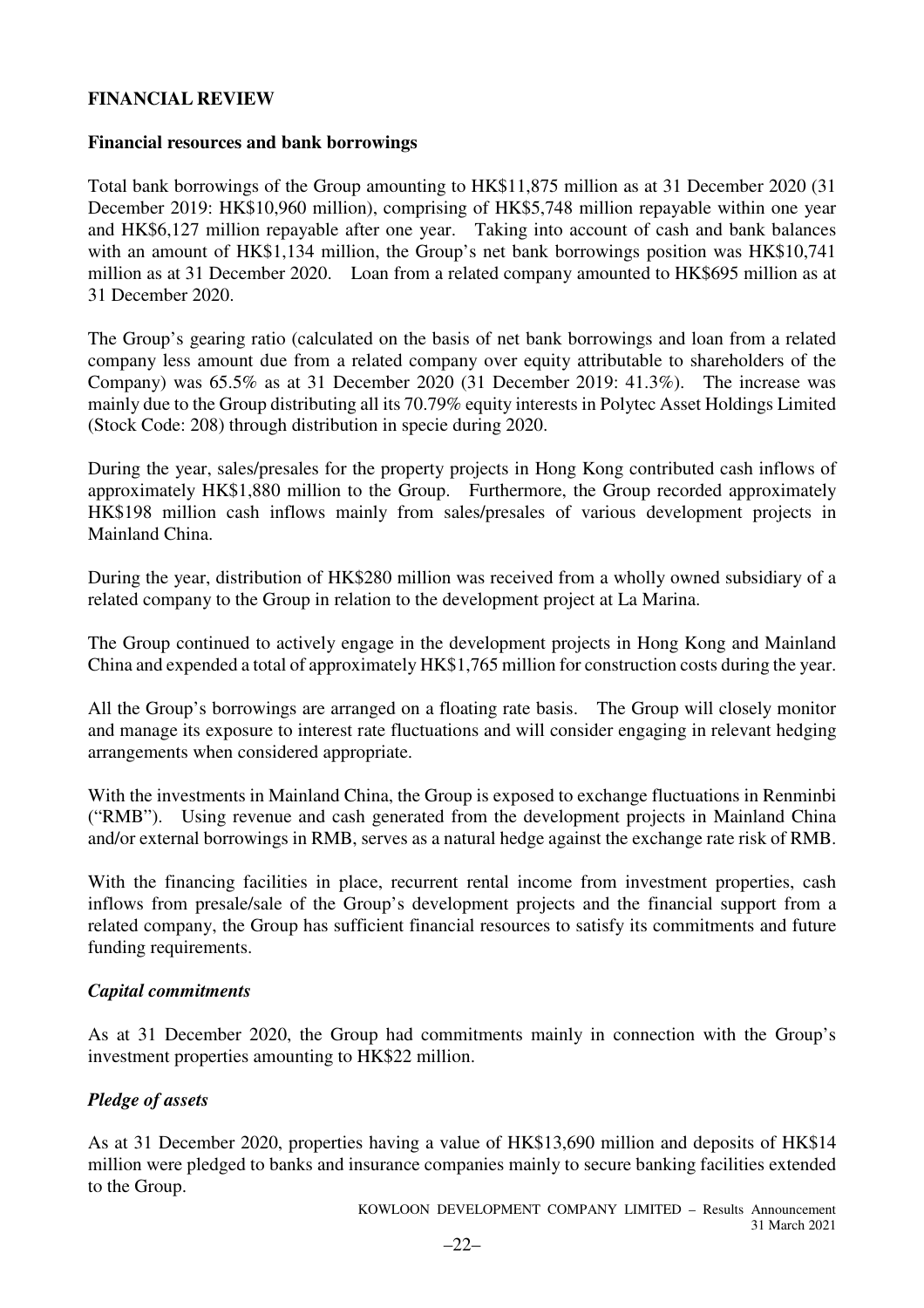## FINANCIAL REVIEW

### Financial resources and bank borrowings

Total bank borrowings of the Group amounting to HK$11,875 million as at 31 December 2020 (31 December 2019: HK$10,960 million), comprising of HK$5,748 million repayable within one year and HK$6,127 million repayable after one year. Taking into account of cash and bank balances with an amount of HK$1,134 million, the Group's net bank borrowings position was HK$10,741 million as at 31 December 2020. Loan from a related company amounted to HK$695 million as at 31 December 2020.

The Group's gearing ratio (calculated on the basis of net bank borrowings and loan from a related company less amount due from a related company over equity attributable to shareholders of the Company) was 65.5% as at 31 December 2020 (31 December 2019: 41.3%). The increase was mainly due to the Group distributing all its 70.79% equity interests in Polytec Asset Holdings Limited (Stock Code: 208) through distribution in specie during 2020.

During the year, sales/presales for the property projects in Hong Kong contributed cash inflows of approximately HK$1,880 million to the Group. Furthermore, the Group recorded approximately HK$198 million cash inflows mainly from sales/presales of various development projects in Mainland China.

During the year, distribution of HK$280 million was received from a wholly owned subsidiary of a related company to the Group in relation to the development project at La Marina.

The Group continued to actively engage in the development projects in Hong Kong and Mainland China and expended a total of approximately HK$1,765 million for construction costs during the year.

All the Group's borrowings are arranged on a floating rate basis. The Group will closely monitor and manage its exposure to interest rate fluctuations and will consider engaging in relevant hedging arrangements when considered appropriate.

With the investments in Mainland China, the Group is exposed to exchange fluctuations in Renminbi ("RMB"). Using revenue and cash generated from the development projects in Mainland China and/or external borrowings in RMB, serves as a natural hedge against the exchange rate risk of RMB.

With the financing facilities in place, recurrent rental income from investment properties, cash inflows from presale/sale of the Group's development projects and the financial support from a related company, the Group has sufficient financial resources to satisfy its commitments and future funding requirements.

### *Capital commitments*

As at 31 December 2020, the Group had commitments mainly in connection with the Group's investment properties amounting to HK$22 million.

### *Pledge of assets*

As at 31 December 2020, properties having a value of HK$13,690 million and deposits of HK$14 million were pledged to banks and insurance companies mainly to secure banking facilities extended to the Group.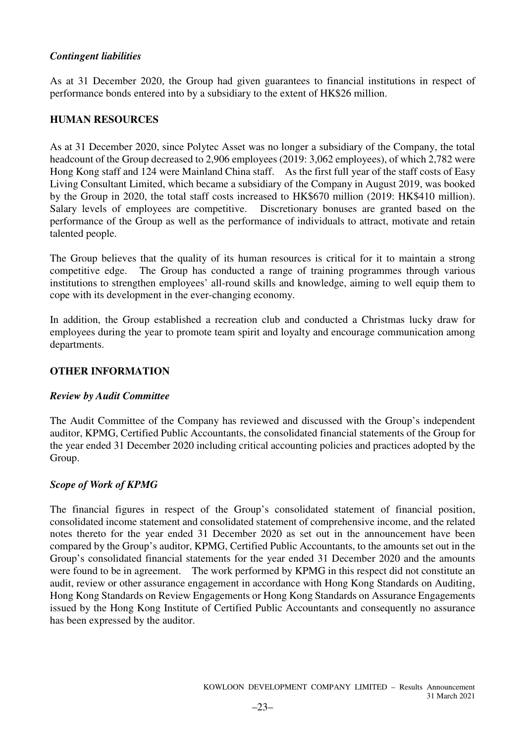### *Contingent liabilities*

As at 31 December 2020, the Group had given guarantees to financial institutions in respect of performance bonds entered into by a subsidiary to the extent of HK$26 million.

## HUMAN RESOURCES

As at 31 December 2020, since Polytec Asset was no longer a subsidiary of the Company, the total headcount of the Group decreased to 2,906 employees (2019: 3,062 employees), of which 2,782 were Hong Kong staff and 124 were Mainland China staff. As the first full year of the staff costs of Easy Living Consultant Limited, which became a subsidiary of the Company in August 2019, was booked by the Group in 2020, the total staff costs increased to HK$670 million (2019: HK$410 million). Salary levels of employees are competitive. Discretionary bonuses are granted based on the performance of the Group as well as the performance of individuals to attract, motivate and retain talented people.

The Group believes that the quality of its human resources is critical for it to maintain a strong competitive edge. The Group has conducted a range of training programmes through various institutions to strengthen employees' all-round skills and knowledge, aiming to well equip them to cope with its development in the ever-changing economy.

In addition, the Group established a recreation club and conducted a Christmas lucky draw for employees during the year to promote team spirit and loyalty and encourage communication among departments.

## OTHER INFORMATION

### *Review by Audit Committee*

The Audit Committee of the Company has reviewed and discussed with the Group's independent auditor, KPMG, Certified Public Accountants, the consolidated financial statements of the Group for the year ended 31 December 2020 including critical accounting policies and practices adopted by the Group.

### *Scope of Work of KPMG*

The financial figures in respect of the Group's consolidated statement of financial position, consolidated income statement and consolidated statement of comprehensive income, and the related notes thereto for the year ended 31 December 2020 as set out in the announcement have been compared by the Group's auditor, KPMG, Certified Public Accountants, to the amounts set out in the Group's consolidated financial statements for the year ended 31 December 2020 and the amounts were found to be in agreement. The work performed by KPMG in this respect did not constitute an audit, review or other assurance engagement in accordance with Hong Kong Standards on Auditing, Hong Kong Standards on Review Engagements or Hong Kong Standards on Assurance Engagements issued by the Hong Kong Institute of Certified Public Accountants and consequently no assurance has been expressed by the auditor.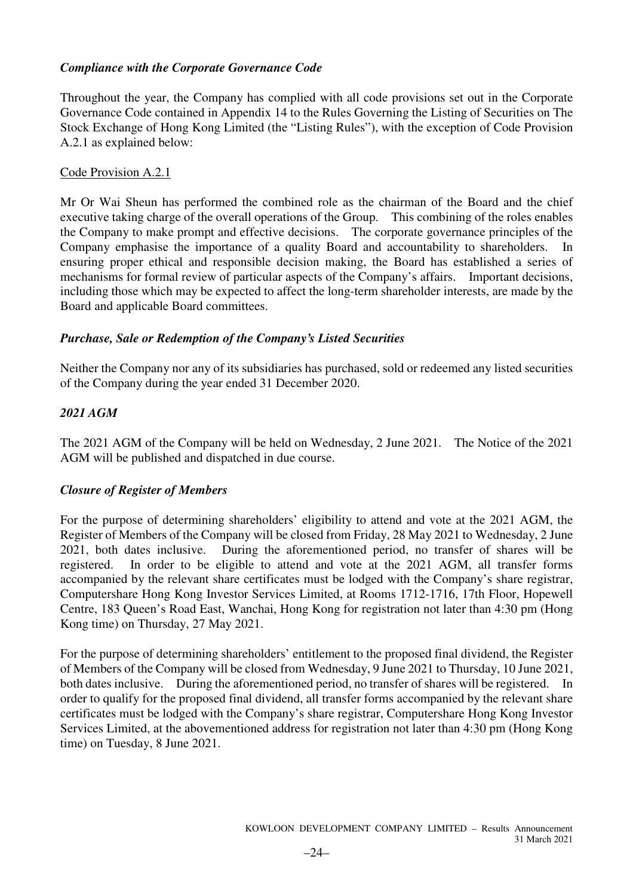### *Compliance with the Corporate Governance Code*

Throughout the year, the Company has complied with all code provisions set out in the Corporate Governance Code contained in Appendix 14 to the Rules Governing the Listing of Securities on The Stock Exchange of Hong Kong Limited (the "Listing Rules"), with the exception of Code Provision A.2.1 as explained below:

Code Provision A.2.1

Mr Or Wai Sheun has performed the combined role as the chairman of the Board and the chief executive taking charge of the overall operations of the Group. This combining of the roles enables the Company to make prompt and effective decisions. The corporate governance principles of the Company emphasise the importance of a quality Board and accountability to shareholders. In ensuring proper ethical and responsible decision making, the Board has established a series of mechanisms for formal review of particular aspects of the Company's affairs. Important decisions, including those which may be expected to affect the long-term shareholder interests, are made by the Board and applicable Board committees.

### *Purchase, Sale or Redemption of the Company's Listed Securities*

Neither the Company nor any of its subsidiaries has purchased, sold or redeemed any listed securities of the Company during the year ended 31 December 2020.

### *2021 AGM*

The 2021 AGM of the Company will be held on Wednesday, 2 June 2021. The Notice of the 2021 AGM will be published and dispatched in due course.

### *Closure of Register of Members*

For the purpose of determining shareholders' eligibility to attend and vote at the 2021 AGM, the Register of Members of the Company will be closed from Friday, 28 May 2021 to Wednesday, 2 June 2021, both dates inclusive. During the aforementioned period, no transfer of shares will be registered. In order to be eligible to attend and vote at the 2021 AGM, all transfer forms accompanied by the relevant share certificates must be lodged with the Company's share registrar, Computershare Hong Kong Investor Services Limited, at Rooms 1712-1716, 17th Floor, Hopewell Centre, 183 Queen's Road East, Wanchai, Hong Kong for registration not later than 4:30 pm (Hong Kong time) on Thursday, 27 May 2021.

For the purpose of determining shareholders' entitlement to the proposed final dividend, the Register of Members of the Company will be closed from Wednesday, 9 June 2021 to Thursday, 10 June 2021, both dates inclusive. During the aforementioned period, no transfer of shares will be registered. In order to qualify for the proposed final dividend, all transfer forms accompanied by the relevant share certificates must be lodged with the Company's share registrar, Computershare Hong Kong Investor Services Limited, at the abovementioned address for registration not later than 4:30 pm (Hong Kong time) on Tuesday, 8 June 2021.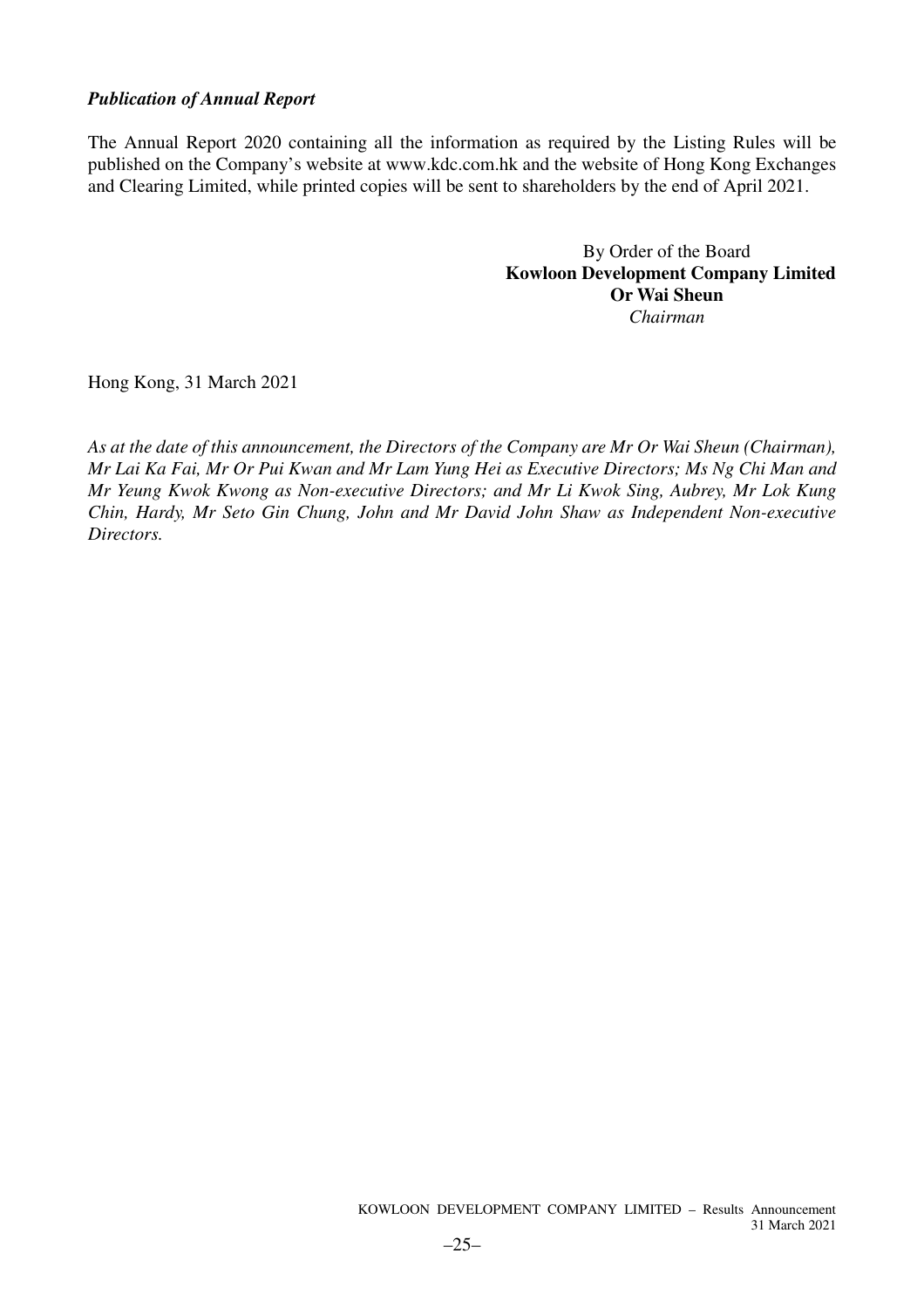***Publication of Annual Report***

The Annual Report 2020 containing all the information as required by the Listing Rules will be published on the Company's website at www.kdc.com.hk and the website of Hong Kong Exchanges and Clearing Limited, while printed copies will be sent to shareholders by the end of April 2021.

By Order of the Board
**Kowloon Development Company Limited**
**Or Wai Sheun**
*Chairman*

Hong Kong, 31 March 2021

*As at the date of this announcement, the Directors of the Company are Mr Or Wai Sheun (Chairman), Mr Lai Ka Fai, Mr Or Pui Kwan and Mr Lam Yung Hei as Executive Directors; Ms Ng Chi Man and Mr Yeung Kwok Kwong as Non-executive Directors; and Mr Li Kwok Sing, Aubrey, Mr Lok Kung Chin, Hardy, Mr Seto Gin Chung, John and Mr David John Shaw as Independent Non-executive Directors.*